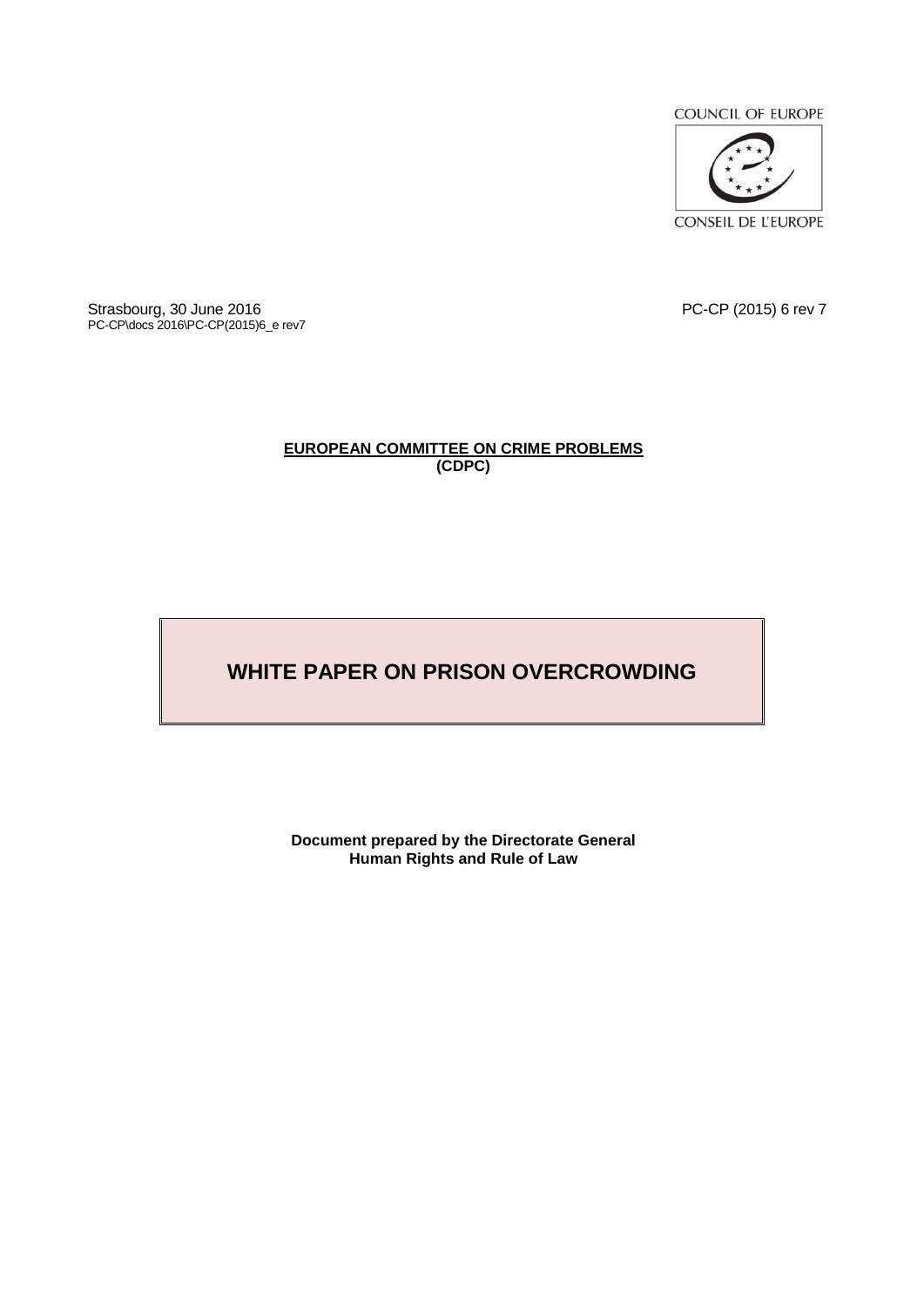COUNCIL OF EUROPE

CONSEIL DE L'EUROPE

Strasbourg, 30 June 2016
PC-CP\docs 2016\PC-CP(2015)6_e rev7

PC-CP (2015) 6 rev 7

**EUROPEAN COMMITTEE ON CRIME PROBLEMS**
**(CDPC)**

# WHITE PAPER ON PRISON OVERCROWDING

**Document prepared by the Directorate General**
**Human Rights and Rule of Law**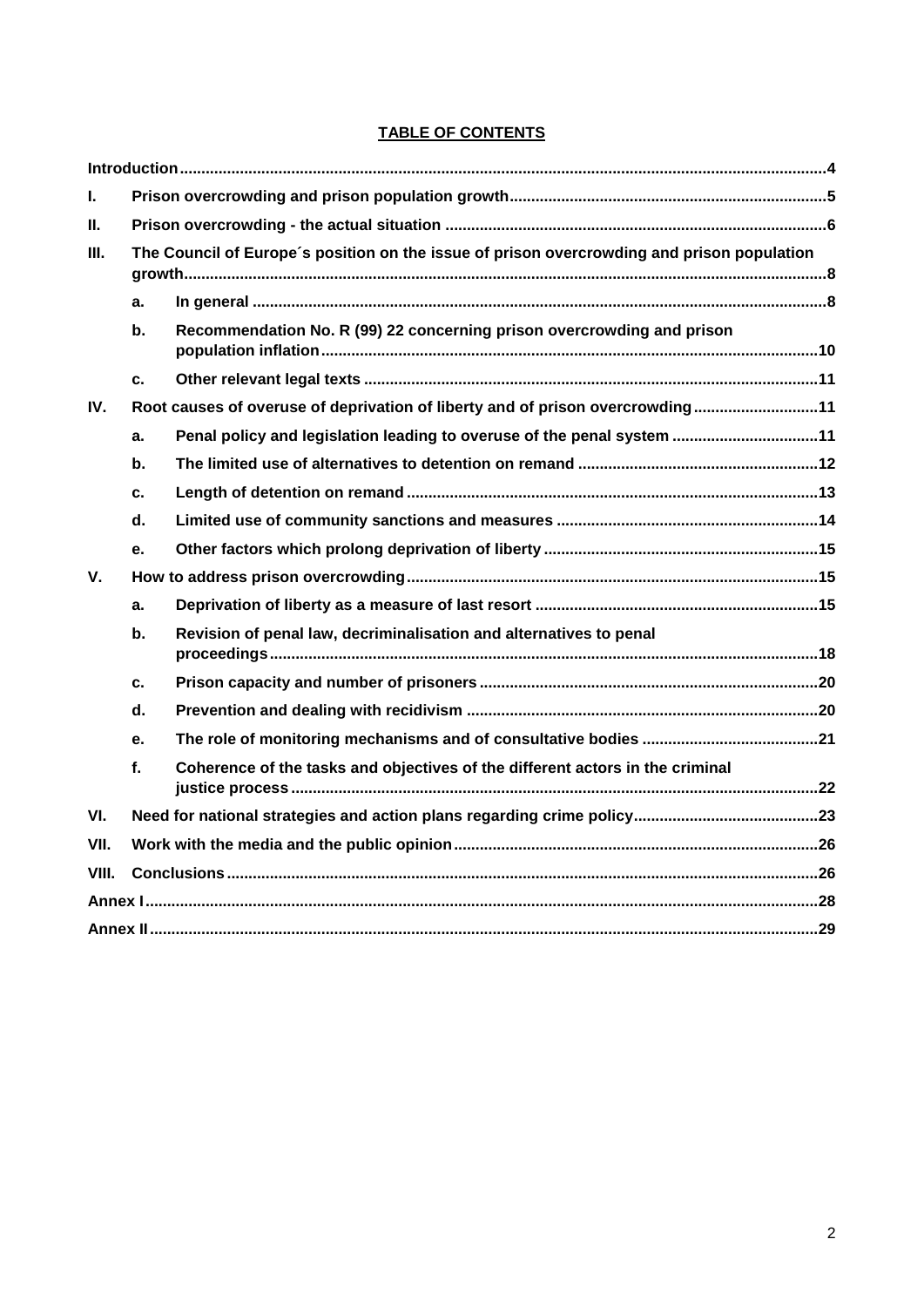## TABLE OF CONTENTS

| | | | |
|---|---|---|---|
| **Introduction** | | | **4** |
| **I.** | **Prison overcrowding and prison population growth** | | **5** |
| **II.** | **Prison overcrowding - the actual situation** | | **6** |
| **III.** | **The Council of Europe´s position on the issue of prison overcrowding and prison population growth** | | **8** |
| | **a.** | **In general** | **8** |
| | **b.** | **Recommendation No. R (99) 22 concerning prison overcrowding and prison population inflation** | **10** |
| | **c.** | **Other relevant legal texts** | **11** |
| **IV.** | **Root causes of overuse of deprivation of liberty and of prison overcrowding** | | **11** |
| | **a.** | **Penal policy and legislation leading to overuse of the penal system** | **11** |
| | **b.** | **The limited use of alternatives to detention on remand** | **12** |
| | **c.** | **Length of detention on remand** | **13** |
| | **d.** | **Limited use of community sanctions and measures** | **14** |
| | **e.** | **Other factors which prolong deprivation of liberty** | **15** |
| **V.** | **How to address prison overcrowding** | | **15** |
| | **a.** | **Deprivation of liberty as a measure of last resort** | **15** |
| | **b.** | **Revision of penal law, decriminalisation and alternatives to penal proceedings** | **18** |
| | **c.** | **Prison capacity and number of prisoners** | **20** |
| | **d.** | **Prevention and dealing with recidivism** | **20** |
| | **e.** | **The role of monitoring mechanisms and of consultative bodies** | **21** |
| | **f.** | **Coherence of the tasks and objectives of the different actors in the criminal justice process** | **22** |
| **VI.** | **Need for national strategies and action plans regarding crime policy** | | **23** |
| **VII.** | **Work with the media and the public opinion** | | **26** |
| **VIII.** | **Conclusions** | | **26** |
| **Annex I** | | | **28** |
| **Annex II** | | | **29** |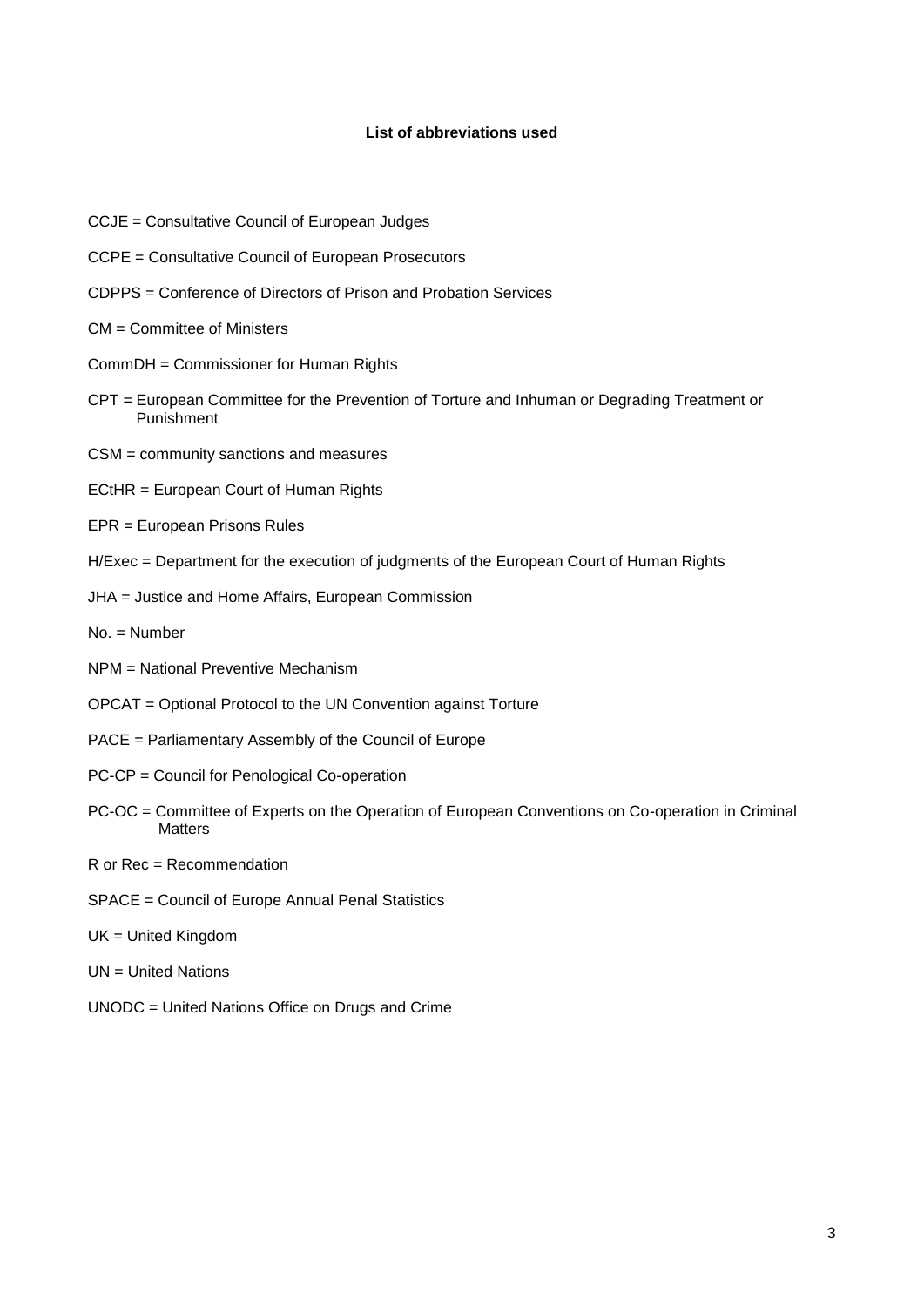**List of abbreviations used**

CCJE = Consultative Council of European Judges

CCPE = Consultative Council of European Prosecutors

CDPPS = Conference of Directors of Prison and Probation Services

CM = Committee of Ministers

CommDH = Commissioner for Human Rights

CPT = European Committee for the Prevention of Torture and Inhuman or Degrading Treatment or Punishment

CSM = community sanctions and measures

ECtHR = European Court of Human Rights

EPR = European Prisons Rules

H/Exec = Department for the execution of judgments of the European Court of Human Rights

JHA = Justice and Home Affairs, European Commission

No. = Number

NPM = National Preventive Mechanism

OPCAT = Optional Protocol to the UN Convention against Torture

PACE = Parliamentary Assembly of the Council of Europe

PC-CP = Council for Penological Co-operation

PC-OC = Committee of Experts on the Operation of European Conventions on Co-operation in Criminal Matters

R or Rec = Recommendation

SPACE = Council of Europe Annual Penal Statistics

UK = United Kingdom

UN = United Nations

UNODC = United Nations Office on Drugs and Crime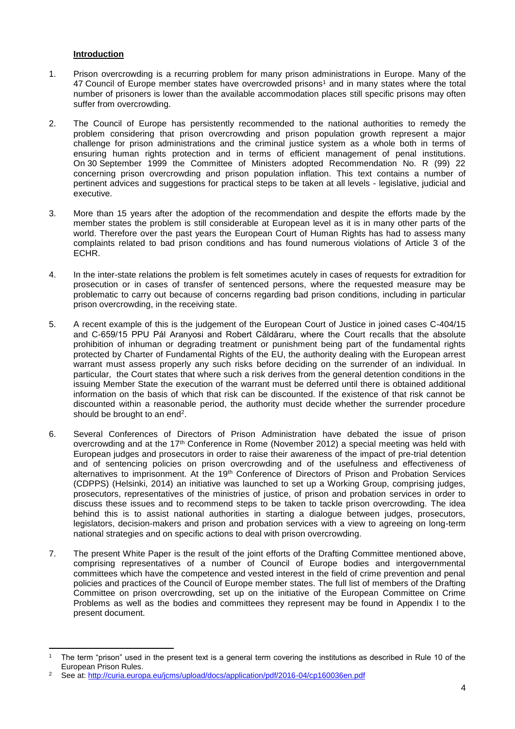## Introduction

1. Prison overcrowding is a recurring problem for many prison administrations in Europe. Many of the 47 Council of Europe member states have overcrowded prisons[1] and in many states where the total number of prisoners is lower than the available accommodation places still specific prisons may often suffer from overcrowding.

2. The Council of Europe has persistently recommended to the national authorities to remedy the problem considering that prison overcrowding and prison population growth represent a major challenge for prison administrations and the criminal justice system as a whole both in terms of ensuring human rights protection and in terms of efficient management of penal institutions. On 30 September 1999 the Committee of Ministers adopted Recommendation No. R (99) 22 concerning prison overcrowding and prison population inflation. This text contains a number of pertinent advices and suggestions for practical steps to be taken at all levels - legislative, judicial and executive.

3. More than 15 years after the adoption of the recommendation and despite the efforts made by the member states the problem is still considerable at European level as it is in many other parts of the world. Therefore over the past years the European Court of Human Rights has had to assess many complaints related to bad prison conditions and has found numerous violations of Article 3 of the ECHR.

4. In the inter-state relations the problem is felt sometimes acutely in cases of requests for extradition for prosecution or in cases of transfer of sentenced persons, where the requested measure may be problematic to carry out because of concerns regarding bad prison conditions, including in particular prison overcrowding, in the receiving state.

5. A recent example of this is the judgement of the European Court of Justice in joined cases C-404/15 and C-659/15 PPU Pál Aranyosi and Robert Căldăraru, where the Court recalls that the absolute prohibition of inhuman or degrading treatment or punishment being part of the fundamental rights protected by Charter of Fundamental Rights of the EU, the authority dealing with the European arrest warrant must assess properly any such risks before deciding on the surrender of an individual. In particular, the Court states that where such a risk derives from the general detention conditions in the issuing Member State the execution of the warrant must be deferred until there is obtained additional information on the basis of which that risk can be discounted. If the existence of that risk cannot be discounted within a reasonable period, the authority must decide whether the surrender procedure should be brought to an end[2].

6. Several Conferences of Directors of Prison Administration have debated the issue of prison overcrowding and at the 17th Conference in Rome (November 2012) a special meeting was held with European judges and prosecutors in order to raise their awareness of the impact of pre-trial detention and of sentencing policies on prison overcrowding and of the usefulness and effectiveness of alternatives to imprisonment. At the 19th Conference of Directors of Prison and Probation Services (CDPPS) (Helsinki, 2014) an initiative was launched to set up a Working Group, comprising judges, prosecutors, representatives of the ministries of justice, of prison and probation services in order to discuss these issues and to recommend steps to be taken to tackle prison overcrowding. The idea behind this is to assist national authorities in starting a dialogue between judges, prosecutors, legislators, decision-makers and prison and probation services with a view to agreeing on long-term national strategies and on specific actions to deal with prison overcrowding.

7. The present White Paper is the result of the joint efforts of the Drafting Committee mentioned above, comprising representatives of a number of Council of Europe bodies and intergovernmental committees which have the competence and vested interest in the field of crime prevention and penal policies and practices of the Council of Europe member states. The full list of members of the Drafting Committee on prison overcrowding, set up on the initiative of the European Committee on Crime Problems as well as the bodies and committees they represent may be found in Appendix I to the present document.

---

[1] The term "prison" used in the present text is a general term covering the institutions as described in Rule 10 of the European Prison Rules.

[2] See at: http://curia.europa.eu/jcms/upload/docs/application/pdf/2016-04/cp160036en.pdf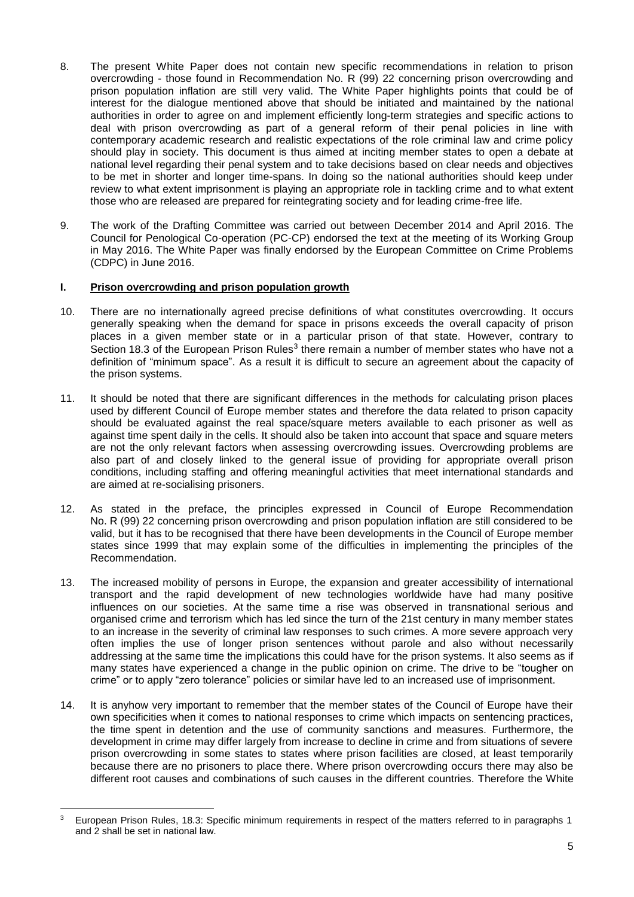8. The present White Paper does not contain new specific recommendations in relation to prison overcrowding - those found in Recommendation No. R (99) 22 concerning prison overcrowding and prison population inflation are still very valid. The White Paper highlights points that could be of interest for the dialogue mentioned above that should be initiated and maintained by the national authorities in order to agree on and implement efficiently long-term strategies and specific actions to deal with prison overcrowding as part of a general reform of their penal policies in line with contemporary academic research and realistic expectations of the role criminal law and crime policy should play in society. This document is thus aimed at inciting member states to open a debate at national level regarding their penal system and to take decisions based on clear needs and objectives to be met in shorter and longer time-spans. In doing so the national authorities should keep under review to what extent imprisonment is playing an appropriate role in tackling crime and to what extent those who are released are prepared for reintegrating society and for leading crime-free life.

9. The work of the Drafting Committee was carried out between December 2014 and April 2016. The Council for Penological Co-operation (PC-CP) endorsed the text at the meeting of its Working Group in May 2016. The White Paper was finally endorsed by the European Committee on Crime Problems (CDPC) in June 2016.

## I. Prison overcrowding and prison population growth

10. There are no internationally agreed precise definitions of what constitutes overcrowding. It occurs generally speaking when the demand for space in prisons exceeds the overall capacity of prison places in a given member state or in a particular prison of that state. However, contrary to Section 18.3 of the European Prison Rules[3] there remain a number of member states who have not a definition of "minimum space". As a result it is difficult to secure an agreement about the capacity of the prison systems.

11. It should be noted that there are significant differences in the methods for calculating prison places used by different Council of Europe member states and therefore the data related to prison capacity should be evaluated against the real space/square meters available to each prisoner as well as against time spent daily in the cells. It should also be taken into account that space and square meters are not the only relevant factors when assessing overcrowding issues. Overcrowding problems are also part of and closely linked to the general issue of providing for appropriate overall prison conditions, including staffing and offering meaningful activities that meet international standards and are aimed at re-socialising prisoners.

12. As stated in the preface, the principles expressed in Council of Europe Recommendation No. R (99) 22 concerning prison overcrowding and prison population inflation are still considered to be valid, but it has to be recognised that there have been developments in the Council of Europe member states since 1999 that may explain some of the difficulties in implementing the principles of the Recommendation.

13. The increased mobility of persons in Europe, the expansion and greater accessibility of international transport and the rapid development of new technologies worldwide have had many positive influences on our societies. At the same time a rise was observed in transnational serious and organised crime and terrorism which has led since the turn of the 21st century in many member states to an increase in the severity of criminal law responses to such crimes. A more severe approach very often implies the use of longer prison sentences without parole and also without necessarily addressing at the same time the implications this could have for the prison systems. It also seems as if many states have experienced a change in the public opinion on crime. The drive to be "tougher on crime" or to apply "zero tolerance" policies or similar have led to an increased use of imprisonment.

14. It is anyhow very important to remember that the member states of the Council of Europe have their own specificities when it comes to national responses to crime which impacts on sentencing practices, the time spent in detention and the use of community sanctions and measures. Furthermore, the development in crime may differ largely from increase to decline in crime and from situations of severe prison overcrowding in some states to states where prison facilities are closed, at least temporarily because there are no prisoners to place there. Where prison overcrowding occurs there may also be different root causes and combinations of such causes in the different countries. Therefore the White

---

[3] European Prison Rules, 18.3: Specific minimum requirements in respect of the matters referred to in paragraphs 1 and 2 shall be set in national law.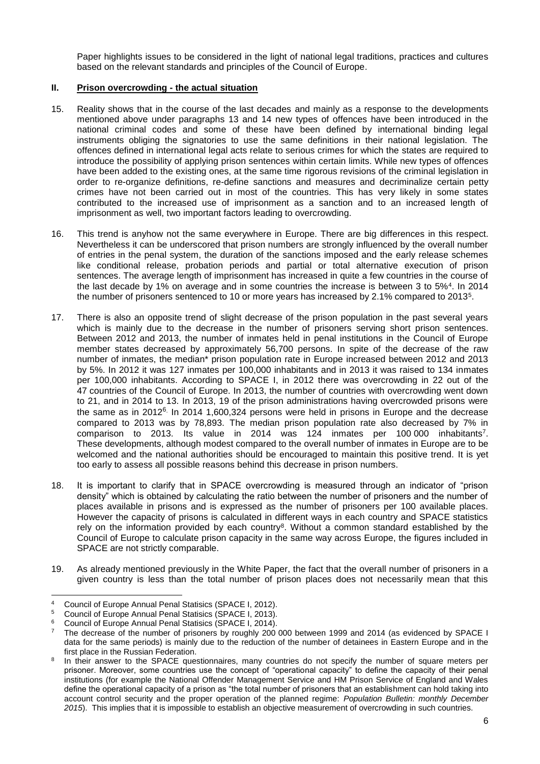Paper highlights issues to be considered in the light of national legal traditions, practices and cultures based on the relevant standards and principles of the Council of Europe.

## II. Prison overcrowding - the actual situation

15. Reality shows that in the course of the last decades and mainly as a response to the developments mentioned above under paragraphs 13 and 14 new types of offences have been introduced in the national criminal codes and some of these have been defined by international binding legal instruments obliging the signatories to use the same definitions in their national legislation. The offences defined in international legal acts relate to serious crimes for which the states are required to introduce the possibility of applying prison sentences within certain limits. While new types of offences have been added to the existing ones, at the same time rigorous revisions of the criminal legislation in order to re-organize definitions, re-define sanctions and measures and decriminalize certain petty crimes have not been carried out in most of the countries. This has very likely in some states contributed to the increased use of imprisonment as a sanction and to an increased length of imprisonment as well, two important factors leading to overcrowding.

16. This trend is anyhow not the same everywhere in Europe. There are big differences in this respect. Nevertheless it can be underscored that prison numbers are strongly influenced by the overall number of entries in the penal system, the duration of the sanctions imposed and the early release schemes like conditional release, probation periods and partial or total alternative execution of prison sentences. The average length of imprisonment has increased in quite a few countries in the course of the last decade by 1% on average and in some countries the increase is between 3 to 5%[4]. In 2014 the number of prisoners sentenced to 10 or more years has increased by 2.1% compared to 2013[5].

17. There is also an opposite trend of slight decrease of the prison population in the past several years which is mainly due to the decrease in the number of prisoners serving short prison sentences. Between 2012 and 2013, the number of inmates held in penal institutions in the Council of Europe member states decreased by approximately 56,700 persons. In spite of the decrease of the raw number of inmates, the median* prison population rate in Europe increased between 2012 and 2013 by 5%. In 2012 it was 127 inmates per 100,000 inhabitants and in 2013 it was raised to 134 inmates per 100,000 inhabitants. According to SPACE I, in 2012 there was overcrowding in 22 out of the 47 countries of the Council of Europe. In 2013, the number of countries with overcrowding went down to 21, and in 2014 to 13. In 2013, 19 of the prison administrations having overcrowded prisons were the same as in 2012[6]. In 2014 1,600,324 persons were held in prisons in Europe and the decrease compared to 2013 was by 78,893. The median prison population rate also decreased by 7% in comparison to 2013. Its value in 2014 was 124 inmates per 100 000 inhabitants[7]. These developments, although modest compared to the overall number of inmates in Europe are to be welcomed and the national authorities should be encouraged to maintain this positive trend. It is yet too early to assess all possible reasons behind this decrease in prison numbers.

18. It is important to clarify that in SPACE overcrowding is measured through an indicator of "prison density" which is obtained by calculating the ratio between the number of prisoners and the number of places available in prisons and is expressed as the number of prisoners per 100 available places. However the capacity of prisons is calculated in different ways in each country and SPACE statistics rely on the information provided by each country[8]. Without a common standard established by the Council of Europe to calculate prison capacity in the same way across Europe, the figures included in SPACE are not strictly comparable.

19. As already mentioned previously in the White Paper, the fact that the overall number of prisoners in a given country is less than the total number of prison places does not necessarily mean that this

---

[4] Council of Europe Annual Penal Statisics (SPACE I, 2012).

[5] Council of Europe Annual Penal Statisics (SPACE I, 2013).

[6] Council of Europe Annual Penal Statisics (SPACE I, 2014).

[7] The decrease of the number of prisoners by roughly 200 000 between 1999 and 2014 (as evidenced by SPACE I data for the same periods) is mainly due to the reduction of the number of detainees in Eastern Europe and in the first place in the Russian Federation.

[8] In their answer to the SPACE questionnaires, many countries do not specify the number of square meters per prisoner. Moreover, some countries use the concept of "operational capacity" to define the capacity of their penal institutions (for example the National Offender Management Service and HM Prison Service of England and Wales define the operational capacity of a prison as "the total number of prisoners that an establishment can hold taking into account control security and the proper operation of the planned regime: *Population Bulletin: monthly December 2015*). This implies that it is impossible to establish an objective measurement of overcrowding in such countries.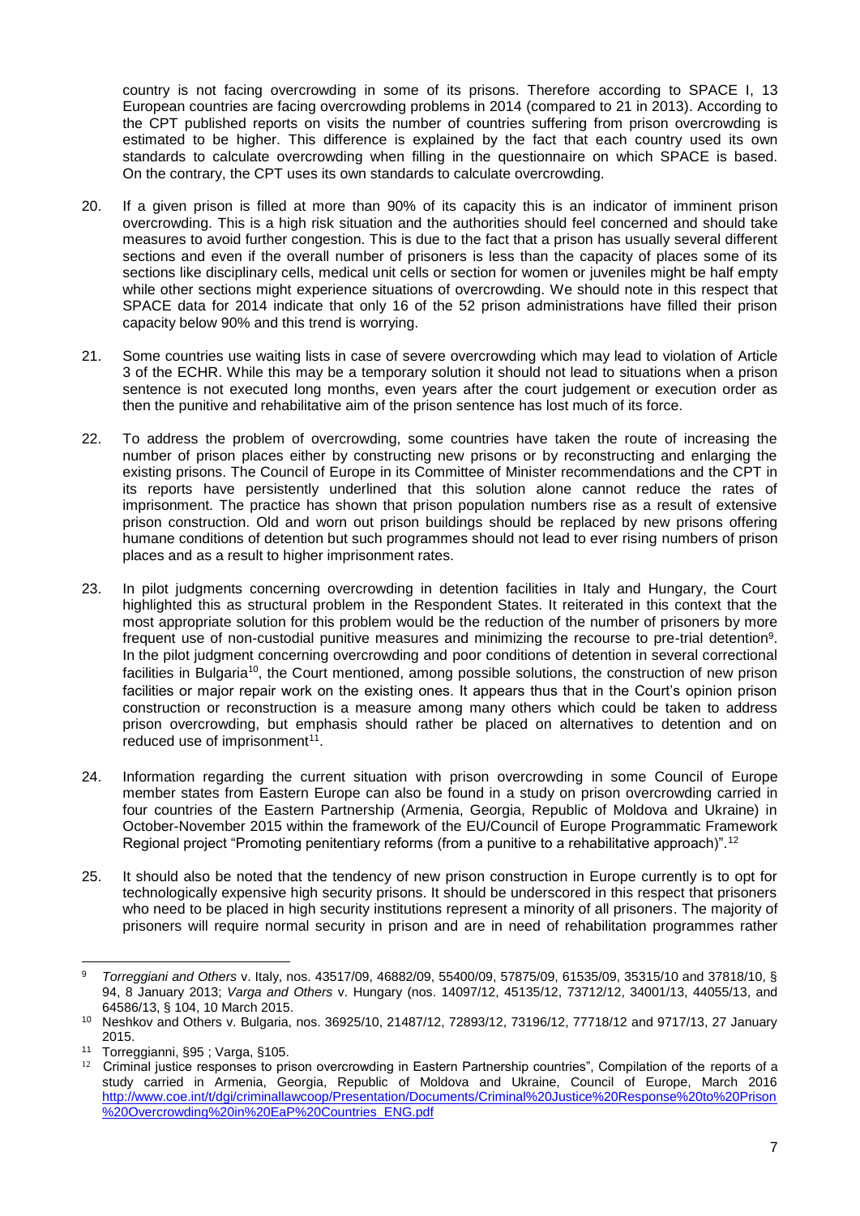country is not facing overcrowding in some of its prisons. Therefore according to SPACE I, 13 European countries are facing overcrowding problems in 2014 (compared to 21 in 2013). According to the CPT published reports on visits the number of countries suffering from prison overcrowding is estimated to be higher. This difference is explained by the fact that each country used its own standards to calculate overcrowding when filling in the questionnaire on which SPACE is based. On the contrary, the CPT uses its own standards to calculate overcrowding.

20. If a given prison is filled at more than 90% of its capacity this is an indicator of imminent prison overcrowding. This is a high risk situation and the authorities should feel concerned and should take measures to avoid further congestion. This is due to the fact that a prison has usually several different sections and even if the overall number of prisoners is less than the capacity of places some of its sections like disciplinary cells, medical unit cells or section for women or juveniles might be half empty while other sections might experience situations of overcrowding. We should note in this respect that SPACE data for 2014 indicate that only 16 of the 52 prison administrations have filled their prison capacity below 90% and this trend is worrying.

21. Some countries use waiting lists in case of severe overcrowding which may lead to violation of Article 3 of the ECHR. While this may be a temporary solution it should not lead to situations when a prison sentence is not executed long months, even years after the court judgement or execution order as then the punitive and rehabilitative aim of the prison sentence has lost much of its force.

22. To address the problem of overcrowding, some countries have taken the route of increasing the number of prison places either by constructing new prisons or by reconstructing and enlarging the existing prisons. The Council of Europe in its Committee of Minister recommendations and the CPT in its reports have persistently underlined that this solution alone cannot reduce the rates of imprisonment. The practice has shown that prison population numbers rise as a result of extensive prison construction. Old and worn out prison buildings should be replaced by new prisons offering humane conditions of detention but such programmes should not lead to ever rising numbers of prison places and as a result to higher imprisonment rates.

23. In pilot judgments concerning overcrowding in detention facilities in Italy and Hungary, the Court highlighted this as structural problem in the Respondent States. It reiterated in this context that the most appropriate solution for this problem would be the reduction of the number of prisoners by more frequent use of non-custodial punitive measures and minimizing the recourse to pre-trial detention[9]. In the pilot judgment concerning overcrowding and poor conditions of detention in several correctional facilities in Bulgaria[10], the Court mentioned, among possible solutions, the construction of new prison facilities or major repair work on the existing ones. It appears thus that in the Court's opinion prison construction or reconstruction is a measure among many others which could be taken to address prison overcrowding, but emphasis should rather be placed on alternatives to detention and on reduced use of imprisonment[11].

24. Information regarding the current situation with prison overcrowding in some Council of Europe member states from Eastern Europe can also be found in a study on prison overcrowding carried in four countries of the Eastern Partnership (Armenia, Georgia, Republic of Moldova and Ukraine) in October-November 2015 within the framework of the EU/Council of Europe Programmatic Framework Regional project "Promoting penitentiary reforms (from a punitive to a rehabilitative approach)".[12]

25. It should also be noted that the tendency of new prison construction in Europe currently is to opt for technologically expensive high security prisons. It should be underscored in this respect that prisoners who need to be placed in high security institutions represent a minority of all prisoners. The majority of prisoners will require normal security in prison and are in need of rehabilitation programmes rather

---

[9] *Torreggiani and Others* v. Italy, nos. 43517/09, 46882/09, 55400/09, 57875/09, 61535/09, 35315/10 and 37818/10, § 94, 8 January 2013; *Varga and Others* v. Hungary (nos. 14097/12, 45135/12, 73712/12, 34001/13, 44055/13, and 64586/13, § 104, 10 March 2015.

[10] Neshkov and Others v. Bulgaria, nos. 36925/10, 21487/12, 72893/12, 73196/12, 77718/12 and 9717/13, 27 January 2015.

[11] Torreggianni, §95 ; Varga, §105.

[12] Criminal justice responses to prison overcrowding in Eastern Partnership countries", Compilation of the reports of a study carried in Armenia, Georgia, Republic of Moldova and Ukraine, Council of Europe, March 2016 http://www.coe.int/t/dgi/criminallawcoop/Presentation/Documents/Criminal%20Justice%20Response%20to%20Prison%20Overcrowding%20in%20EaP%20Countries_ENG.pdf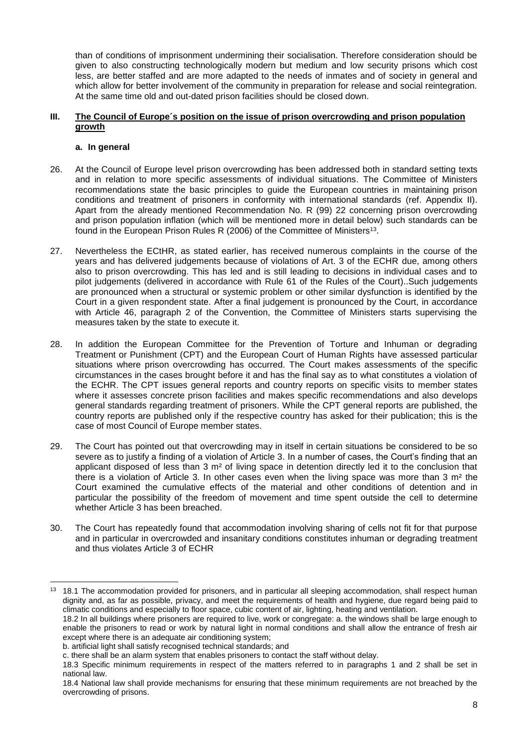than of conditions of imprisonment undermining their socialisation. Therefore consideration should be given to also constructing technologically modern but medium and low security prisons which cost less, are better staffed and are more adapted to the needs of inmates and of society in general and which allow for better involvement of the community in preparation for release and social reintegration. At the same time old and out-dated prison facilities should be closed down.

## III. The Council of Europe´s position on the issue of prison overcrowding and prison population growth

### a. In general

26. At the Council of Europe level prison overcrowding has been addressed both in standard setting texts and in relation to more specific assessments of individual situations. The Committee of Ministers recommendations state the basic principles to guide the European countries in maintaining prison conditions and treatment of prisoners in conformity with international standards (ref. Appendix II). Apart from the already mentioned Recommendation No. R (99) 22 concerning prison overcrowding and prison population inflation (which will be mentioned more in detail below) such standards can be found in the European Prison Rules R (2006) of the Committee of Ministers[13].

27. Nevertheless the ECtHR, as stated earlier, has received numerous complaints in the course of the years and has delivered judgements because of violations of Art. 3 of the ECHR due, among others also to prison overcrowding. This has led and is still leading to decisions in individual cases and to pilot judgements (delivered in accordance with Rule 61 of the Rules of the Court)..Such judgements are pronounced when a structural or systemic problem or other similar dysfunction is identified by the Court in a given respondent state. After a final judgement is pronounced by the Court, in accordance with Article 46, paragraph 2 of the Convention, the Committee of Ministers starts supervising the measures taken by the state to execute it.

28. In addition the European Committee for the Prevention of Torture and Inhuman or degrading Treatment or Punishment (CPT) and the European Court of Human Rights have assessed particular situations where prison overcrowding has occurred. The Court makes assessments of the specific circumstances in the cases brought before it and has the final say as to what constitutes a violation of the ECHR. The CPT issues general reports and country reports on specific visits to member states where it assesses concrete prison facilities and makes specific recommendations and also develops general standards regarding treatment of prisoners. While the CPT general reports are published, the country reports are published only if the respective country has asked for their publication; this is the case of most Council of Europe member states.

29. The Court has pointed out that overcrowding may in itself in certain situations be considered to be so severe as to justify a finding of a violation of Article 3. In a number of cases, the Court's finding that an applicant disposed of less than 3 m² of living space in detention directly led it to the conclusion that there is a violation of Article 3. In other cases even when the living space was more than 3 m² the Court examined the cumulative effects of the material and other conditions of detention and in particular the possibility of the freedom of movement and time spent outside the cell to determine whether Article 3 has been breached.

30. The Court has repeatedly found that accommodation involving sharing of cells not fit for that purpose and in particular in overcrowded and insanitary conditions constitutes inhuman or degrading treatment and thus violates Article 3 of ECHR

---

[13] 18.1 The accommodation provided for prisoners, and in particular all sleeping accommodation, shall respect human dignity and, as far as possible, privacy, and meet the requirements of health and hygiene, due regard being paid to climatic conditions and especially to floor space, cubic content of air, lighting, heating and ventilation.
18.2 In all buildings where prisoners are required to live, work or congregate: a. the windows shall be large enough to enable the prisoners to read or work by natural light in normal conditions and shall allow the entrance of fresh air except where there is an adequate air conditioning system;
b. artificial light shall satisfy recognised technical standards; and
c. there shall be an alarm system that enables prisoners to contact the staff without delay.
18.3 Specific minimum requirements in respect of the matters referred to in paragraphs 1 and 2 shall be set in national law.
18.4 National law shall provide mechanisms for ensuring that these minimum requirements are not breached by the overcrowding of prisons.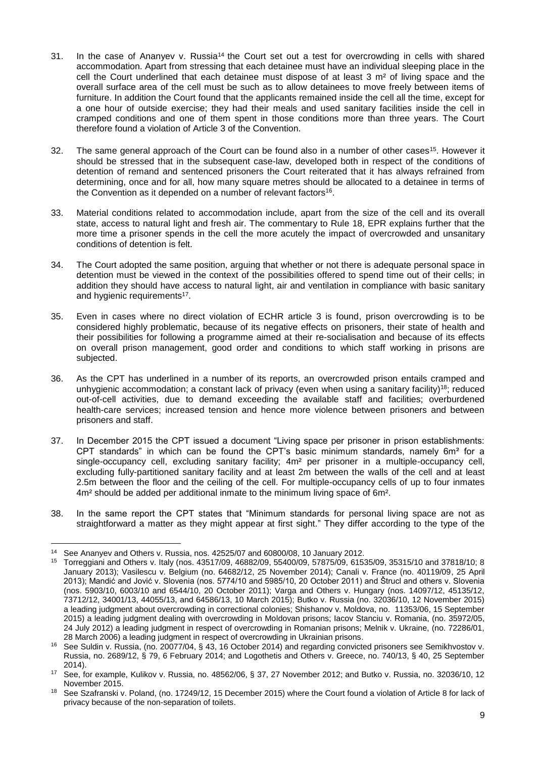31. In the case of Ananyev v. Russia[14] the Court set out a test for overcrowding in cells with shared accommodation. Apart from stressing that each detainee must have an individual sleeping place in the cell the Court underlined that each detainee must dispose of at least 3 m² of living space and the overall surface area of the cell must be such as to allow detainees to move freely between items of furniture. In addition the Court found that the applicants remained inside the cell all the time, except for a one hour of outside exercise; they had their meals and used sanitary facilities inside the cell in cramped conditions and one of them spent in those conditions more than three years. The Court therefore found a violation of Article 3 of the Convention.

32. The same general approach of the Court can be found also in a number of other cases[15]. However it should be stressed that in the subsequent case-law, developed both in respect of the conditions of detention of remand and sentenced prisoners the Court reiterated that it has always refrained from determining, once and for all, how many square metres should be allocated to a detainee in terms of the Convention as it depended on a number of relevant factors[16].

33. Material conditions related to accommodation include, apart from the size of the cell and its overall state, access to natural light and fresh air. The commentary to Rule 18, EPR explains further that the more time a prisoner spends in the cell the more acutely the impact of overcrowded and unsanitary conditions of detention is felt.

34. The Court adopted the same position, arguing that whether or not there is adequate personal space in detention must be viewed in the context of the possibilities offered to spend time out of their cells; in addition they should have access to natural light, air and ventilation in compliance with basic sanitary and hygienic requirements[17].

35. Even in cases where no direct violation of ECHR article 3 is found, prison overcrowding is to be considered highly problematic, because of its negative effects on prisoners, their state of health and their possibilities for following a programme aimed at their re-socialisation and because of its effects on overall prison management, good order and conditions to which staff working in prisons are subjected.

36. As the CPT has underlined in a number of its reports, an overcrowded prison entails cramped and unhygienic accommodation; a constant lack of privacy (even when using a sanitary facility)[18]; reduced out-of-cell activities, due to demand exceeding the available staff and facilities; overburdened health-care services; increased tension and hence more violence between prisoners and between prisoners and staff.

37. In December 2015 the CPT issued a document "Living space per prisoner in prison establishments: CPT standards" in which can be found the CPT's basic minimum standards, namely 6m² for a single-occupancy cell, excluding sanitary facility; 4m² per prisoner in a multiple-occupancy cell, excluding fully-partitioned sanitary facility and at least 2m between the walls of the cell and at least 2.5m between the floor and the ceiling of the cell. For multiple-occupancy cells of up to four inmates 4m² should be added per additional inmate to the minimum living space of 6m².

38. In the same report the CPT states that "Minimum standards for personal living space are not as straightforward a matter as they might appear at first sight." They differ according to the type of the

---

[14] See Ananyev and Others v. Russia, nos. 42525/07 and 60800/08, 10 January 2012.

[15] Torreggiani and Others v. Italy (nos. 43517/09, 46882/09, 55400/09, 57875/09, 61535/09, 35315/10 and 37818/10; 8 January 2013); Vasilescu v. Belgium (no. 64682/12, 25 November 2014); Canali v. France (no. 40119/09, 25 April 2013); Mandić and Jović v. Slovenia (nos. 5774/10 and 5985/10, 20 October 2011) and Štrucl and others v. Slovenia (nos. 5903/10, 6003/10 and 6544/10, 20 October 2011); Varga and Others v. Hungary (nos. 14097/12, 45135/12, 73712/12, 34001/13, 44055/13, and 64586/13, 10 March 2015); Butko v. Russia (no. 32036/10, 12 November 2015) a leading judgment about overcrowding in correctional colonies; Shishanov v. Moldova, no. 11353/06, 15 September 2015) a leading judgment dealing with overcrowding in Moldovan prisons; Iacov Stanciu v. Romania, (no. 35972/05, 24 July 2012) a leading judgment in respect of overcrowding in Romanian prisons; Melnik v. Ukraine, (no. 72286/01, 28 March 2006) a leading judgment in respect of overcrowding in Ukrainian prisons.

[16] See Suldin v. Russia, (no. 20077/04, § 43, 16 October 2014) and regarding convicted prisoners see Semikhvostov v. Russia, no. 2689/12, § 79, 6 February 2014; and Logothetis and Others v. Greece, no. 740/13, § 40, 25 September 2014).

[17] See, for example, Kulikov v. Russia, no. 48562/06, § 37, 27 November 2012; and Butko v. Russia, no. 32036/10, 12 November 2015.

[18] See Szafranski v. Poland, (no. 17249/12, 15 December 2015) where the Court found a violation of Article 8 for lack of privacy because of the non-separation of toilets.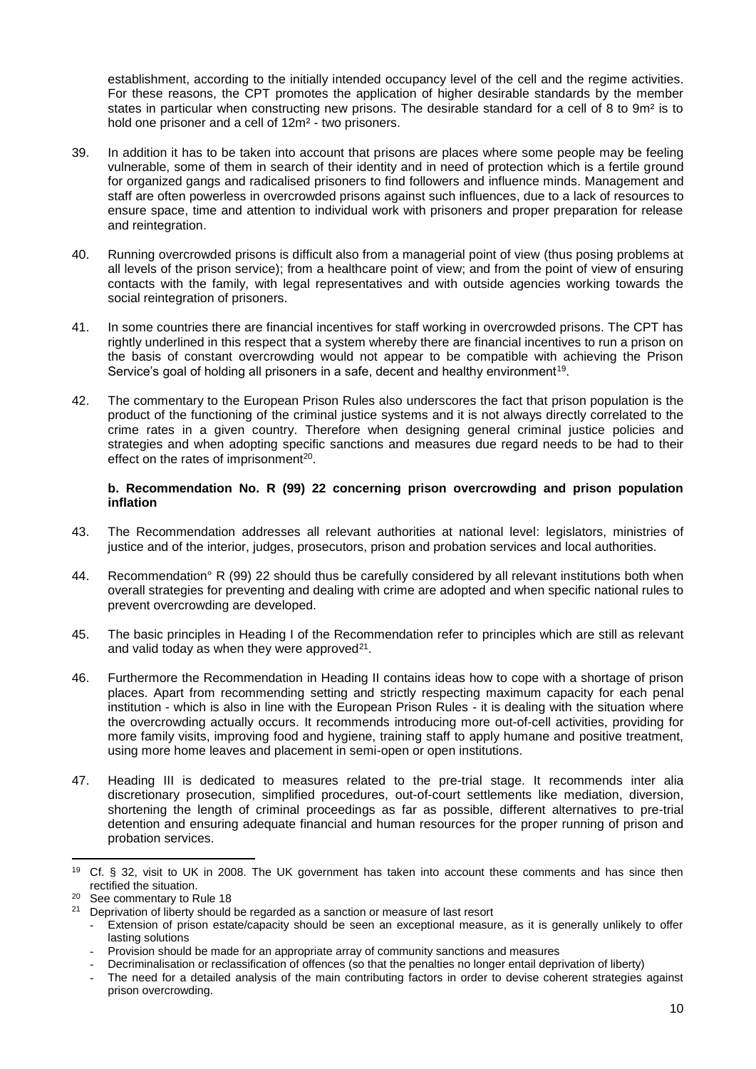establishment, according to the initially intended occupancy level of the cell and the regime activities. For these reasons, the CPT promotes the application of higher desirable standards by the member states in particular when constructing new prisons. The desirable standard for a cell of 8 to 9m² is to hold one prisoner and a cell of 12m² - two prisoners.

39. In addition it has to be taken into account that prisons are places where some people may be feeling vulnerable, some of them in search of their identity and in need of protection which is a fertile ground for organized gangs and radicalised prisoners to find followers and influence minds. Management and staff are often powerless in overcrowded prisons against such influences, due to a lack of resources to ensure space, time and attention to individual work with prisoners and proper preparation for release and reintegration.

40. Running overcrowded prisons is difficult also from a managerial point of view (thus posing problems at all levels of the prison service); from a healthcare point of view; and from the point of view of ensuring contacts with the family, with legal representatives and with outside agencies working towards the social reintegration of prisoners.

41. In some countries there are financial incentives for staff working in overcrowded prisons. The CPT has rightly underlined in this respect that a system whereby there are financial incentives to run a prison on the basis of constant overcrowding would not appear to be compatible with achieving the Prison Service's goal of holding all prisoners in a safe, decent and healthy environment[19].

42. The commentary to the European Prison Rules also underscores the fact that prison population is the product of the functioning of the criminal justice systems and it is not always directly correlated to the crime rates in a given country. Therefore when designing general criminal justice policies and strategies and when adopting specific sanctions and measures due regard needs to be had to their effect on the rates of imprisonment[20].

**b. Recommendation No. R (99) 22 concerning prison overcrowding and prison population inflation**

43. The Recommendation addresses all relevant authorities at national level: legislators, ministries of justice and of the interior, judges, prosecutors, prison and probation services and local authorities.

44. Recommendation° R (99) 22 should thus be carefully considered by all relevant institutions both when overall strategies for preventing and dealing with crime are adopted and when specific national rules to prevent overcrowding are developed.

45. The basic principles in Heading I of the Recommendation refer to principles which are still as relevant and valid today as when they were approved[21].

46. Furthermore the Recommendation in Heading II contains ideas how to cope with a shortage of prison places. Apart from recommending setting and strictly respecting maximum capacity for each penal institution - which is also in line with the European Prison Rules - it is dealing with the situation where the overcrowding actually occurs. It recommends introducing more out-of-cell activities, providing for more family visits, improving food and hygiene, training staff to apply humane and positive treatment, using more home leaves and placement in semi-open or open institutions.

47. Heading III is dedicated to measures related to the pre-trial stage. It recommends inter alia discretionary prosecution, simplified procedures, out-of-court settlements like mediation, diversion, shortening the length of criminal proceedings as far as possible, different alternatives to pre-trial detention and ensuring adequate financial and human resources for the proper running of prison and probation services.

---

[19] Cf. § 32, visit to UK in 2008. The UK government has taken into account these comments and has since then rectified the situation.

[20] See commentary to Rule 18

[21] Deprivation of liberty should be regarded as a sanction or measure of last resort
- Extension of prison estate/capacity should be seen an exceptional measure, as it is generally unlikely to offer lasting solutions
- Provision should be made for an appropriate array of community sanctions and measures
- Decriminalisation or reclassification of offences (so that the penalties no longer entail deprivation of liberty)
- The need for a detailed analysis of the main contributing factors in order to devise coherent strategies against prison overcrowding.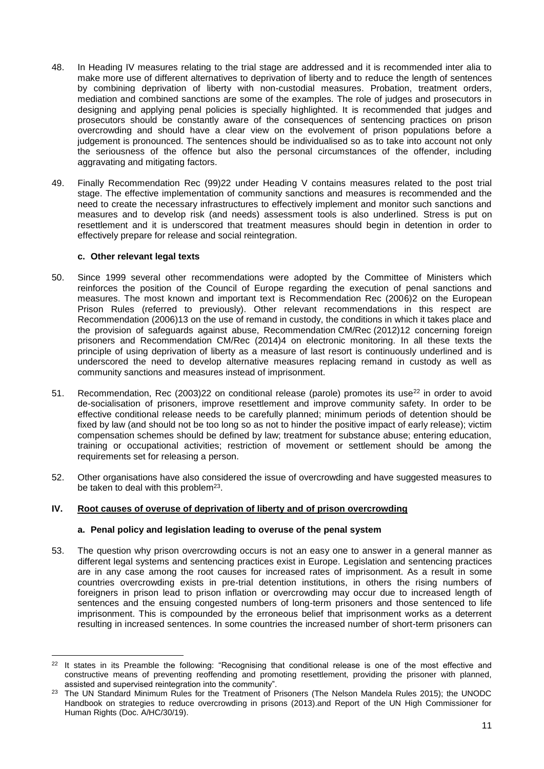48. In Heading IV measures relating to the trial stage are addressed and it is recommended inter alia to make more use of different alternatives to deprivation of liberty and to reduce the length of sentences by combining deprivation of liberty with non-custodial measures. Probation, treatment orders, mediation and combined sanctions are some of the examples. The role of judges and prosecutors in designing and applying penal policies is specially highlighted. It is recommended that judges and prosecutors should be constantly aware of the consequences of sentencing practices on prison overcrowding and should have a clear view on the evolvement of prison populations before a judgement is pronounced. The sentences should be individualised so as to take into account not only the seriousness of the offence but also the personal circumstances of the offender, including aggravating and mitigating factors.

49. Finally Recommendation Rec (99)22 under Heading V contains measures related to the post trial stage. The effective implementation of community sanctions and measures is recommended and the need to create the necessary infrastructures to effectively implement and monitor such sanctions and measures and to develop risk (and needs) assessment tools is also underlined. Stress is put on resettlement and it is underscored that treatment measures should begin in detention in order to effectively prepare for release and social reintegration.

### c. Other relevant legal texts

50. Since 1999 several other recommendations were adopted by the Committee of Ministers which reinforces the position of the Council of Europe regarding the execution of penal sanctions and measures. The most known and important text is Recommendation Rec (2006)2 on the European Prison Rules (referred to previously). Other relevant recommendations in this respect are Recommendation (2006)13 on the use of remand in custody, the conditions in which it takes place and the provision of safeguards against abuse, Recommendation CM/Rec (2012)12 concerning foreign prisoners and Recommendation CM/Rec (2014)4 on electronic monitoring. In all these texts the principle of using deprivation of liberty as a measure of last resort is continuously underlined and is underscored the need to develop alternative measures replacing remand in custody as well as community sanctions and measures instead of imprisonment.

51. Recommendation, Rec (2003)22 on conditional release (parole) promotes its use[22] in order to avoid de-socialisation of prisoners, improve resettlement and improve community safety. In order to be effective conditional release needs to be carefully planned; minimum periods of detention should be fixed by law (and should not be too long so as not to hinder the positive impact of early release); victim compensation schemes should be defined by law; treatment for substance abuse; entering education, training or occupational activities; restriction of movement or settlement should be among the requirements set for releasing a person.

52. Other organisations have also considered the issue of overcrowding and have suggested measures to be taken to deal with this problem[23].

## IV. Root causes of overuse of deprivation of liberty and of prison overcrowding

### a. Penal policy and legislation leading to overuse of the penal system

53. The question why prison overcrowding occurs is not an easy one to answer in a general manner as different legal systems and sentencing practices exist in Europe. Legislation and sentencing practices are in any case among the root causes for increased rates of imprisonment. As a result in some countries overcrowding exists in pre-trial detention institutions, in others the rising numbers of foreigners in prison lead to prison inflation or overcrowding may occur due to increased length of sentences and the ensuing congested numbers of long-term prisoners and those sentenced to life imprisonment. This is compounded by the erroneous belief that imprisonment works as a deterrent resulting in increased sentences. In some countries the increased number of short-term prisoners can

---

[22] It states in its Preamble the following: "Recognising that conditional release is one of the most effective and constructive means of preventing reoffending and promoting resettlement, providing the prisoner with planned, assisted and supervised reintegration into the community".

[23] The UN Standard Minimum Rules for the Treatment of Prisoners (The Nelson Mandela Rules 2015); the UNODC Handbook on strategies to reduce overcrowding in prisons (2013).and Report of the UN High Commissioner for Human Rights (Doc. A/HC/30/19).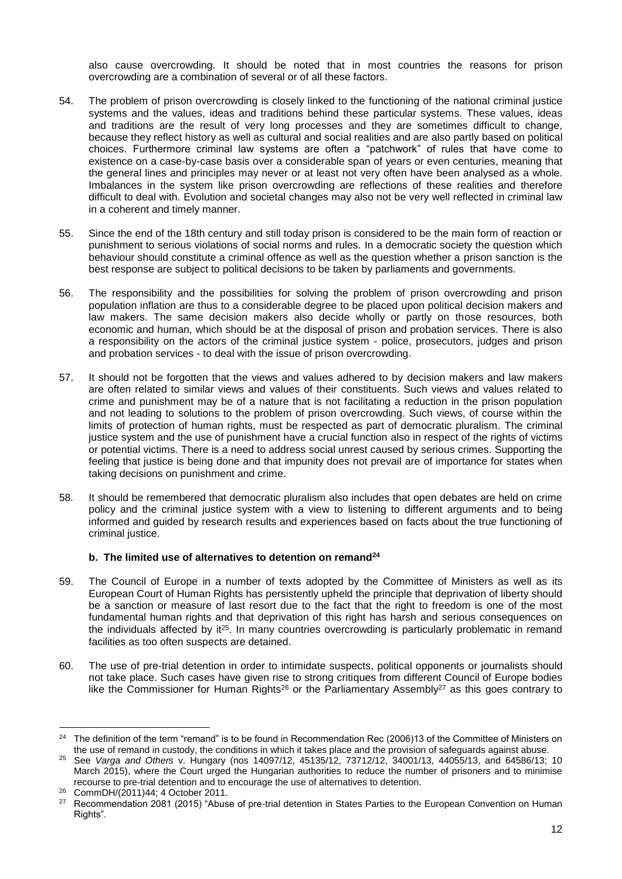also cause overcrowding. It should be noted that in most countries the reasons for prison overcrowding are a combination of several or of all these factors.

54. The problem of prison overcrowding is closely linked to the functioning of the national criminal justice systems and the values, ideas and traditions behind these particular systems. These values, ideas and traditions are the result of very long processes and they are sometimes difficult to change, because they reflect history as well as cultural and social realities and are also partly based on political choices. Furthermore criminal law systems are often a "patchwork" of rules that have come to existence on a case-by-case basis over a considerable span of years or even centuries, meaning that the general lines and principles may never or at least not very often have been analysed as a whole. Imbalances in the system like prison overcrowding are reflections of these realities and therefore difficult to deal with. Evolution and societal changes may also not be very well reflected in criminal law in a coherent and timely manner.

55. Since the end of the 18th century and still today prison is considered to be the main form of reaction or punishment to serious violations of social norms and rules. In a democratic society the question which behaviour should constitute a criminal offence as well as the question whether a prison sanction is the best response are subject to political decisions to be taken by parliaments and governments.

56. The responsibility and the possibilities for solving the problem of prison overcrowding and prison population inflation are thus to a considerable degree to be placed upon political decision makers and law makers. The same decision makers also decide wholly or partly on those resources, both economic and human, which should be at the disposal of prison and probation services. There is also a responsibility on the actors of the criminal justice system - police, prosecutors, judges and prison and probation services - to deal with the issue of prison overcrowding.

57. It should not be forgotten that the views and values adhered to by decision makers and law makers are often related to similar views and values of their constituents. Such views and values related to crime and punishment may be of a nature that is not facilitating a reduction in the prison population and not leading to solutions to the problem of prison overcrowding. Such views, of course within the limits of protection of human rights, must be respected as part of democratic pluralism. The criminal justice system and the use of punishment have a crucial function also in respect of the rights of victims or potential victims. There is a need to address social unrest caused by serious crimes. Supporting the feeling that justice is being done and that impunity does not prevail are of importance for states when taking decisions on punishment and crime.

58. It should be remembered that democratic pluralism also includes that open debates are held on crime policy and the criminal justice system with a view to listening to different arguments and to being informed and guided by research results and experiences based on facts about the true functioning of criminal justice.

### b. The limited use of alternatives to detention on remand[24]

59. The Council of Europe in a number of texts adopted by the Committee of Ministers as well as its European Court of Human Rights has persistently upheld the principle that deprivation of liberty should be a sanction or measure of last resort due to the fact that the right to freedom is one of the most fundamental human rights and that deprivation of this right has harsh and serious consequences on the individuals affected by it[25]. In many countries overcrowding is particularly problematic in remand facilities as too often suspects are detained.

60. The use of pre-trial detention in order to intimidate suspects, political opponents or journalists should not take place. Such cases have given rise to strong critiques from different Council of Europe bodies like the Commissioner for Human Rights[26] or the Parliamentary Assembly[27] as this goes contrary to

---

[24] The definition of the term "remand" is to be found in Recommendation Rec (2006)13 of the Committee of Ministers on the use of remand in custody, the conditions in which it takes place and the provision of safeguards against abuse.

[25] See *Varga and Others* v. Hungary (nos 14097/12, 45135/12, 73712/12, 34001/13, 44055/13, and 64586/13; 10 March 2015), where the Court urged the Hungarian authorities to reduce the number of prisoners and to minimise recourse to pre-trial detention and to encourage the use of alternatives to detention.

[26] CommDH/(2011)44; 4 October 2011.

[27] Recommendation 2081 (2015) "Abuse of pre-trial detention in States Parties to the European Convention on Human Rights".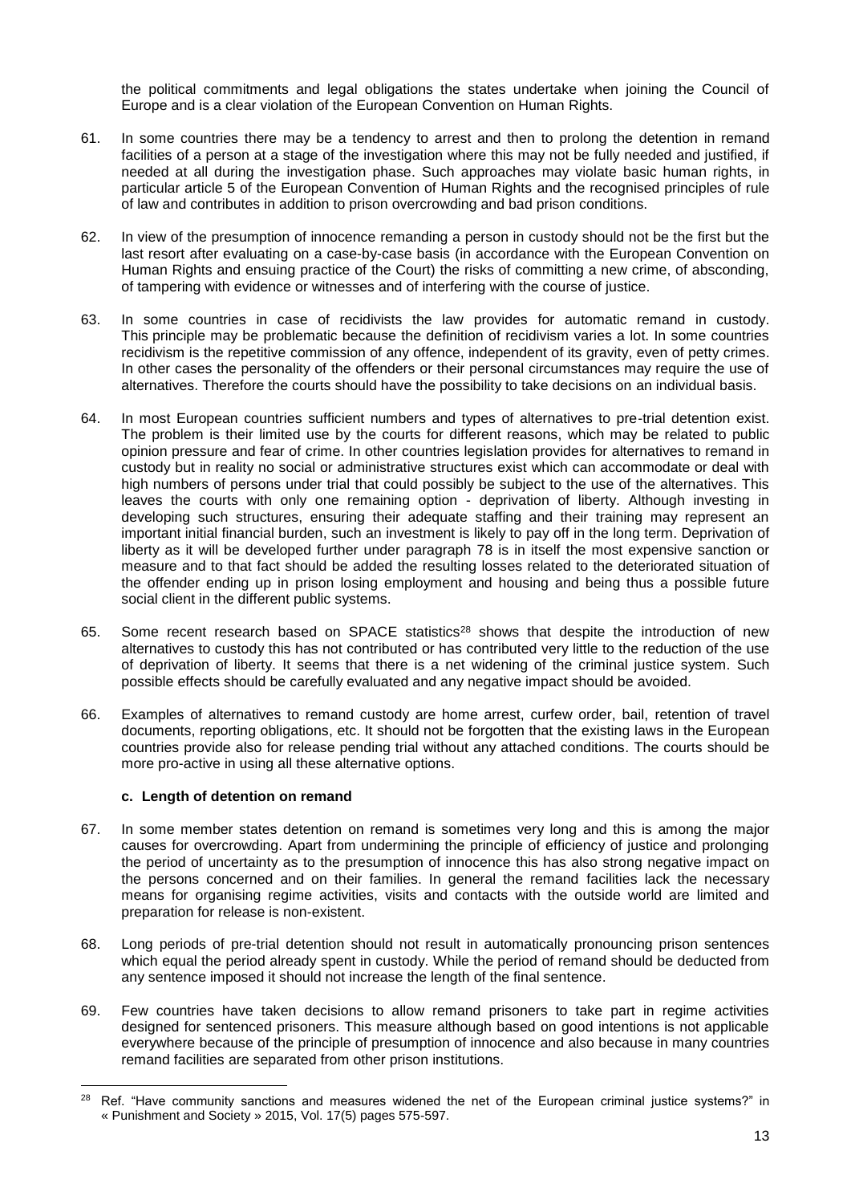the political commitments and legal obligations the states undertake when joining the Council of Europe and is a clear violation of the European Convention on Human Rights.

61. In some countries there may be a tendency to arrest and then to prolong the detention in remand facilities of a person at a stage of the investigation where this may not be fully needed and justified, if needed at all during the investigation phase. Such approaches may violate basic human rights, in particular article 5 of the European Convention of Human Rights and the recognised principles of rule of law and contributes in addition to prison overcrowding and bad prison conditions.

62. In view of the presumption of innocence remanding a person in custody should not be the first but the last resort after evaluating on a case-by-case basis (in accordance with the European Convention on Human Rights and ensuing practice of the Court) the risks of committing a new crime, of absconding, of tampering with evidence or witnesses and of interfering with the course of justice.

63. In some countries in case of recidivists the law provides for automatic remand in custody. This principle may be problematic because the definition of recidivism varies a lot. In some countries recidivism is the repetitive commission of any offence, independent of its gravity, even of petty crimes. In other cases the personality of the offenders or their personal circumstances may require the use of alternatives. Therefore the courts should have the possibility to take decisions on an individual basis.

64. In most European countries sufficient numbers and types of alternatives to pre-trial detention exist. The problem is their limited use by the courts for different reasons, which may be related to public opinion pressure and fear of crime. In other countries legislation provides for alternatives to remand in custody but in reality no social or administrative structures exist which can accommodate or deal with high numbers of persons under trial that could possibly be subject to the use of the alternatives. This leaves the courts with only one remaining option - deprivation of liberty. Although investing in developing such structures, ensuring their adequate staffing and their training may represent an important initial financial burden, such an investment is likely to pay off in the long term. Deprivation of liberty as it will be developed further under paragraph 78 is in itself the most expensive sanction or measure and to that fact should be added the resulting losses related to the deteriorated situation of the offender ending up in prison losing employment and housing and being thus a possible future social client in the different public systems.

65. Some recent research based on SPACE statistics[28] shows that despite the introduction of new alternatives to custody this has not contributed or has contributed very little to the reduction of the use of deprivation of liberty. It seems that there is a net widening of the criminal justice system. Such possible effects should be carefully evaluated and any negative impact should be avoided.

66. Examples of alternatives to remand custody are home arrest, curfew order, bail, retention of travel documents, reporting obligations, etc. It should not be forgotten that the existing laws in the European countries provide also for release pending trial without any attached conditions. The courts should be more pro-active in using all these alternative options.

### c. Length of detention on remand

67. In some member states detention on remand is sometimes very long and this is among the major causes for overcrowding. Apart from undermining the principle of efficiency of justice and prolonging the period of uncertainty as to the presumption of innocence this has also strong negative impact on the persons concerned and on their families. In general the remand facilities lack the necessary means for organising regime activities, visits and contacts with the outside world are limited and preparation for release is non-existent.

68. Long periods of pre-trial detention should not result in automatically pronouncing prison sentences which equal the period already spent in custody. While the period of remand should be deducted from any sentence imposed it should not increase the length of the final sentence.

69. Few countries have taken decisions to allow remand prisoners to take part in regime activities designed for sentenced prisoners. This measure although based on good intentions is not applicable everywhere because of the principle of presumption of innocence and also because in many countries remand facilities are separated from other prison institutions.

[28] Ref. "Have community sanctions and measures widened the net of the European criminal justice systems?" in « Punishment and Society » 2015, Vol. 17(5) pages 575-597.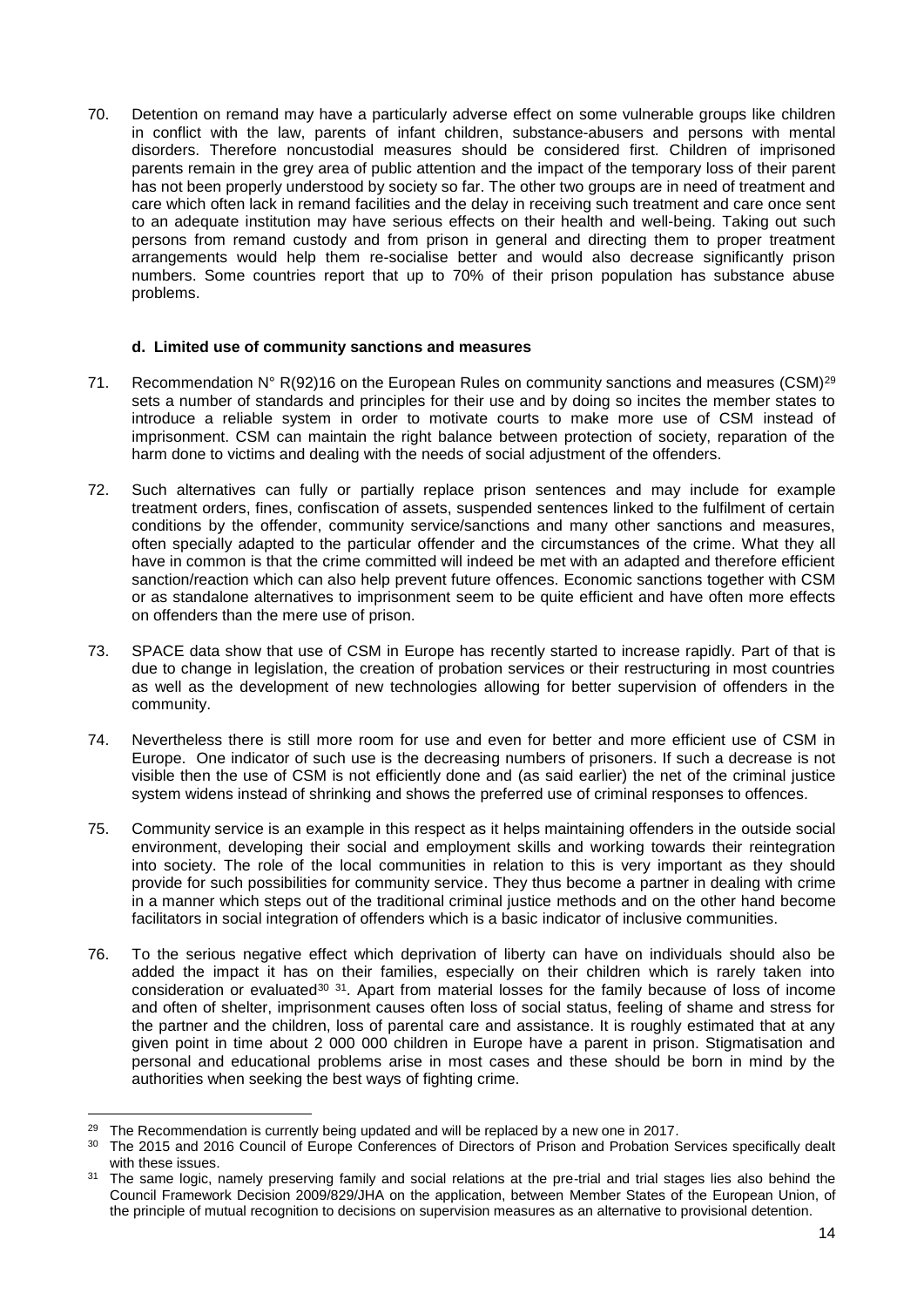70. Detention on remand may have a particularly adverse effect on some vulnerable groups like children in conflict with the law, parents of infant children, substance-abusers and persons with mental disorders. Therefore noncustodial measures should be considered first. Children of imprisoned parents remain in the grey area of public attention and the impact of the temporary loss of their parent has not been properly understood by society so far. The other two groups are in need of treatment and care which often lack in remand facilities and the delay in receiving such treatment and care once sent to an adequate institution may have serious effects on their health and well-being. Taking out such persons from remand custody and from prison in general and directing them to proper treatment arrangements would help them re-socialise better and would also decrease significantly prison numbers. Some countries report that up to 70% of their prison population has substance abuse problems.

#### d. Limited use of community sanctions and measures

71. Recommendation N° R(92)16 on the European Rules on community sanctions and measures (CSM)[29] sets a number of standards and principles for their use and by doing so incites the member states to introduce a reliable system in order to motivate courts to make more use of CSM instead of imprisonment. CSM can maintain the right balance between protection of society, reparation of the harm done to victims and dealing with the needs of social adjustment of the offenders.

72. Such alternatives can fully or partially replace prison sentences and may include for example treatment orders, fines, confiscation of assets, suspended sentences linked to the fulfilment of certain conditions by the offender, community service/sanctions and many other sanctions and measures, often specially adapted to the particular offender and the circumstances of the crime. What they all have in common is that the crime committed will indeed be met with an adapted and therefore efficient sanction/reaction which can also help prevent future offences. Economic sanctions together with CSM or as standalone alternatives to imprisonment seem to be quite efficient and have often more effects on offenders than the mere use of prison.

73. SPACE data show that use of CSM in Europe has recently started to increase rapidly. Part of that is due to change in legislation, the creation of probation services or their restructuring in most countries as well as the development of new technologies allowing for better supervision of offenders in the community.

74. Nevertheless there is still more room for use and even for better and more efficient use of CSM in Europe. One indicator of such use is the decreasing numbers of prisoners. If such a decrease is not visible then the use of CSM is not efficiently done and (as said earlier) the net of the criminal justice system widens instead of shrinking and shows the preferred use of criminal responses to offences.

75. Community service is an example in this respect as it helps maintaining offenders in the outside social environment, developing their social and employment skills and working towards their reintegration into society. The role of the local communities in relation to this is very important as they should provide for such possibilities for community service. They thus become a partner in dealing with crime in a manner which steps out of the traditional criminal justice methods and on the other hand become facilitators in social integration of offenders which is a basic indicator of inclusive communities.

76. To the serious negative effect which deprivation of liberty can have on individuals should also be added the impact it has on their families, especially on their children which is rarely taken into consideration or evaluated[30] [31]. Apart from material losses for the family because of loss of income and often of shelter, imprisonment causes often loss of social status, feeling of shame and stress for the partner and the children, loss of parental care and assistance. It is roughly estimated that at any given point in time about 2 000 000 children in Europe have a parent in prison. Stigmatisation and personal and educational problems arise in most cases and these should be born in mind by the authorities when seeking the best ways of fighting crime.

---

[29] The Recommendation is currently being updated and will be replaced by a new one in 2017.

[30] The 2015 and 2016 Council of Europe Conferences of Directors of Prison and Probation Services specifically dealt with these issues.

[31] The same logic, namely preserving family and social relations at the pre-trial and trial stages lies also behind the Council Framework Decision 2009/829/JHA on the application, between Member States of the European Union, of the principle of mutual recognition to decisions on supervision measures as an alternative to provisional detention.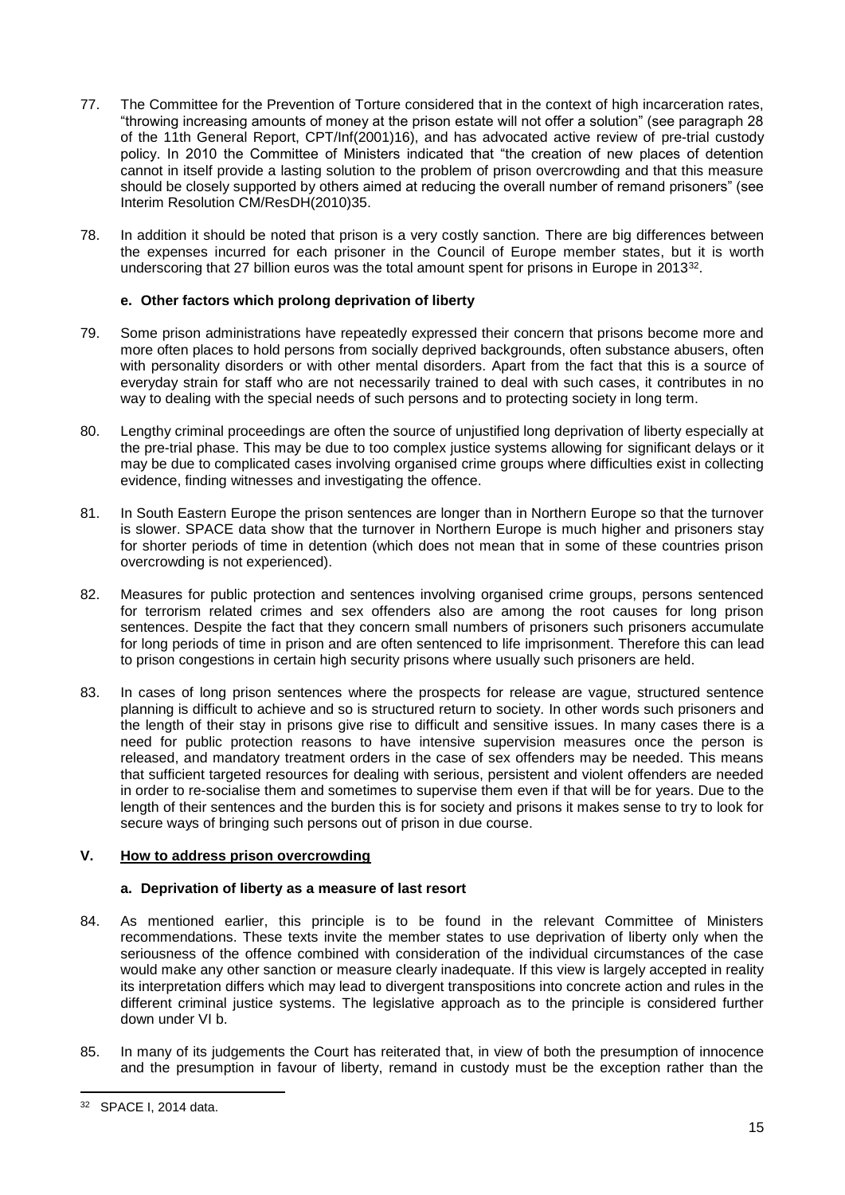77. The Committee for the Prevention of Torture considered that in the context of high incarceration rates, "throwing increasing amounts of money at the prison estate will not offer a solution" (see paragraph 28 of the 11th General Report, CPT/Inf(2001)16), and has advocated active review of pre-trial custody policy. In 2010 the Committee of Ministers indicated that "the creation of new places of detention cannot in itself provide a lasting solution to the problem of prison overcrowding and that this measure should be closely supported by others aimed at reducing the overall number of remand prisoners" (see Interim Resolution CM/ResDH(2010)35.

78. In addition it should be noted that prison is a very costly sanction. There are big differences between the expenses incurred for each prisoner in the Council of Europe member states, but it is worth underscoring that 27 billion euros was the total amount spent for prisons in Europe in 2013[32].

### e. Other factors which prolong deprivation of liberty

79. Some prison administrations have repeatedly expressed their concern that prisons become more and more often places to hold persons from socially deprived backgrounds, often substance abusers, often with personality disorders or with other mental disorders. Apart from the fact that this is a source of everyday strain for staff who are not necessarily trained to deal with such cases, it contributes in no way to dealing with the special needs of such persons and to protecting society in long term.

80. Lengthy criminal proceedings are often the source of unjustified long deprivation of liberty especially at the pre-trial phase. This may be due to too complex justice systems allowing for significant delays or it may be due to complicated cases involving organised crime groups where difficulties exist in collecting evidence, finding witnesses and investigating the offence.

81. In South Eastern Europe the prison sentences are longer than in Northern Europe so that the turnover is slower. SPACE data show that the turnover in Northern Europe is much higher and prisoners stay for shorter periods of time in detention (which does not mean that in some of these countries prison overcrowding is not experienced).

82. Measures for public protection and sentences involving organised crime groups, persons sentenced for terrorism related crimes and sex offenders also are among the root causes for long prison sentences. Despite the fact that they concern small numbers of prisoners such prisoners accumulate for long periods of time in prison and are often sentenced to life imprisonment. Therefore this can lead to prison congestions in certain high security prisons where usually such prisoners are held.

83. In cases of long prison sentences where the prospects for release are vague, structured sentence planning is difficult to achieve and so is structured return to society. In other words such prisoners and the length of their stay in prisons give rise to difficult and sensitive issues. In many cases there is a need for public protection reasons to have intensive supervision measures once the person is released, and mandatory treatment orders in the case of sex offenders may be needed. This means that sufficient targeted resources for dealing with serious, persistent and violent offenders are needed in order to re-socialise them and sometimes to supervise them even if that will be for years. Due to the length of their sentences and the burden this is for society and prisons it makes sense to try to look for secure ways of bringing such persons out of prison in due course.

## V. How to address prison overcrowding

### a. Deprivation of liberty as a measure of last resort

84. As mentioned earlier, this principle is to be found in the relevant Committee of Ministers recommendations. These texts invite the member states to use deprivation of liberty only when the seriousness of the offence combined with consideration of the individual circumstances of the case would make any other sanction or measure clearly inadequate. If this view is largely accepted in reality its interpretation differs which may lead to divergent transpositions into concrete action and rules in the different criminal justice systems. The legislative approach as to the principle is considered further down under VI b.

85. In many of its judgements the Court has reiterated that, in view of both the presumption of innocence and the presumption in favour of liberty, remand in custody must be the exception rather than the

[32] SPACE I, 2014 data.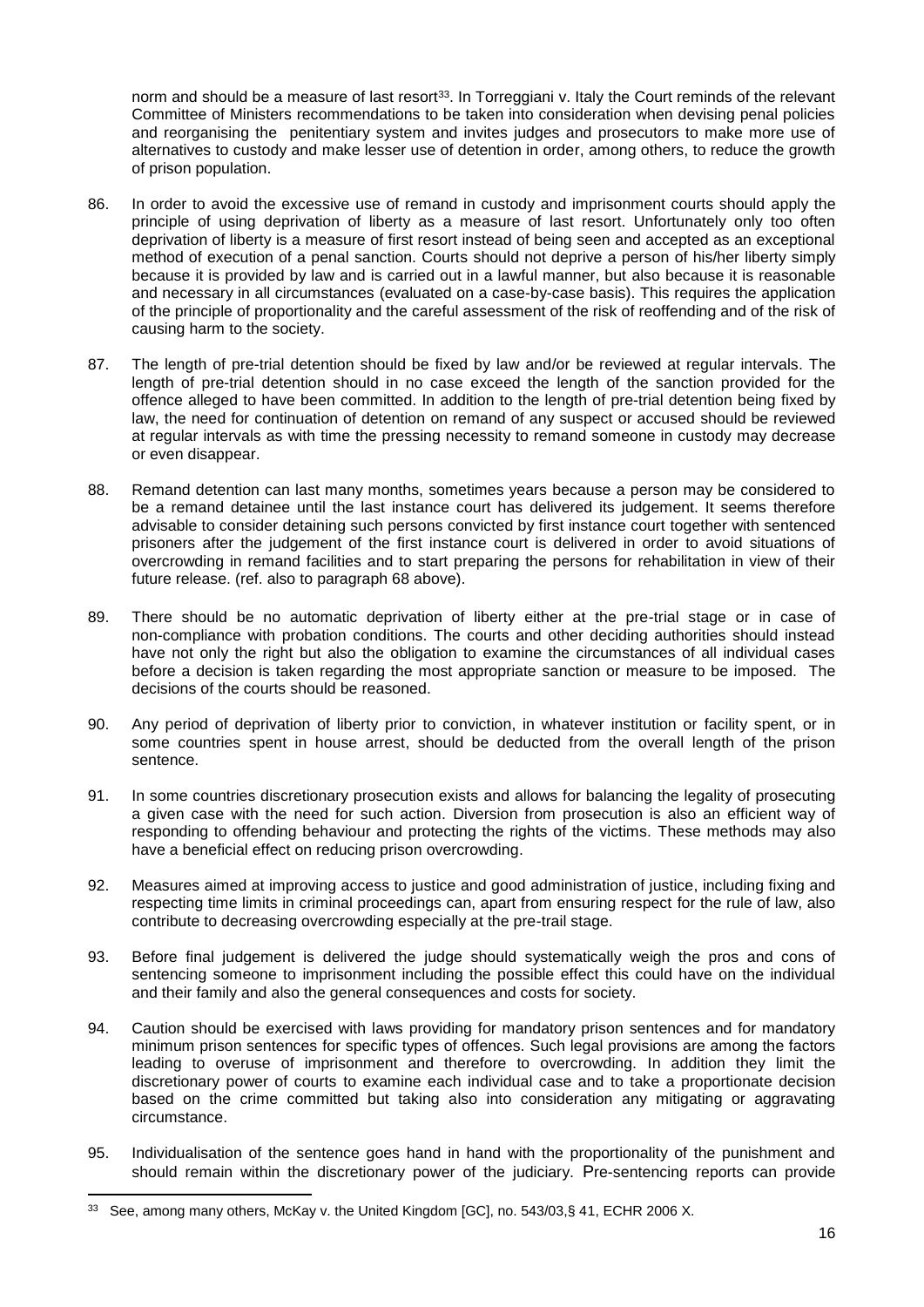norm and should be a measure of last resort[33]. In Torreggiani v. Italy the Court reminds of the relevant Committee of Ministers recommendations to be taken into consideration when devising penal policies and reorganising the penitentiary system and invites judges and prosecutors to make more use of alternatives to custody and make lesser use of detention in order, among others, to reduce the growth of prison population.

86. In order to avoid the excessive use of remand in custody and imprisonment courts should apply the principle of using deprivation of liberty as a measure of last resort. Unfortunately only too often deprivation of liberty is a measure of first resort instead of being seen and accepted as an exceptional method of execution of a penal sanction. Courts should not deprive a person of his/her liberty simply because it is provided by law and is carried out in a lawful manner, but also because it is reasonable and necessary in all circumstances (evaluated on a case-by-case basis). This requires the application of the principle of proportionality and the careful assessment of the risk of reoffending and of the risk of causing harm to the society.

87. The length of pre-trial detention should be fixed by law and/or be reviewed at regular intervals. The length of pre-trial detention should in no case exceed the length of the sanction provided for the offence alleged to have been committed. In addition to the length of pre-trial detention being fixed by law, the need for continuation of detention on remand of any suspect or accused should be reviewed at regular intervals as with time the pressing necessity to remand someone in custody may decrease or even disappear.

88. Remand detention can last many months, sometimes years because a person may be considered to be a remand detainee until the last instance court has delivered its judgement. It seems therefore advisable to consider detaining such persons convicted by first instance court together with sentenced prisoners after the judgement of the first instance court is delivered in order to avoid situations of overcrowding in remand facilities and to start preparing the persons for rehabilitation in view of their future release. (ref. also to paragraph 68 above).

89. There should be no automatic deprivation of liberty either at the pre-trial stage or in case of non-compliance with probation conditions. The courts and other deciding authorities should instead have not only the right but also the obligation to examine the circumstances of all individual cases before a decision is taken regarding the most appropriate sanction or measure to be imposed. The decisions of the courts should be reasoned.

90. Any period of deprivation of liberty prior to conviction, in whatever institution or facility spent, or in some countries spent in house arrest, should be deducted from the overall length of the prison sentence.

91. In some countries discretionary prosecution exists and allows for balancing the legality of prosecuting a given case with the need for such action. Diversion from prosecution is also an efficient way of responding to offending behaviour and protecting the rights of the victims. These methods may also have a beneficial effect on reducing prison overcrowding.

92. Measures aimed at improving access to justice and good administration of justice, including fixing and respecting time limits in criminal proceedings can, apart from ensuring respect for the rule of law, also contribute to decreasing overcrowding especially at the pre-trail stage.

93. Before final judgement is delivered the judge should systematically weigh the pros and cons of sentencing someone to imprisonment including the possible effect this could have on the individual and their family and also the general consequences and costs for society.

94. Caution should be exercised with laws providing for mandatory prison sentences and for mandatory minimum prison sentences for specific types of offences. Such legal provisions are among the factors leading to overuse of imprisonment and therefore to overcrowding. In addition they limit the discretionary power of courts to examine each individual case and to take a proportionate decision based on the crime committed but taking also into consideration any mitigating or aggravating circumstance.

95. Individualisation of the sentence goes hand in hand with the proportionality of the punishment and should remain within the discretionary power of the judiciary. Pre-sentencing reports can provide

---

[33] See, among many others, McKay v. the United Kingdom [GC], no. 543/03,§ 41, ECHR 2006 X.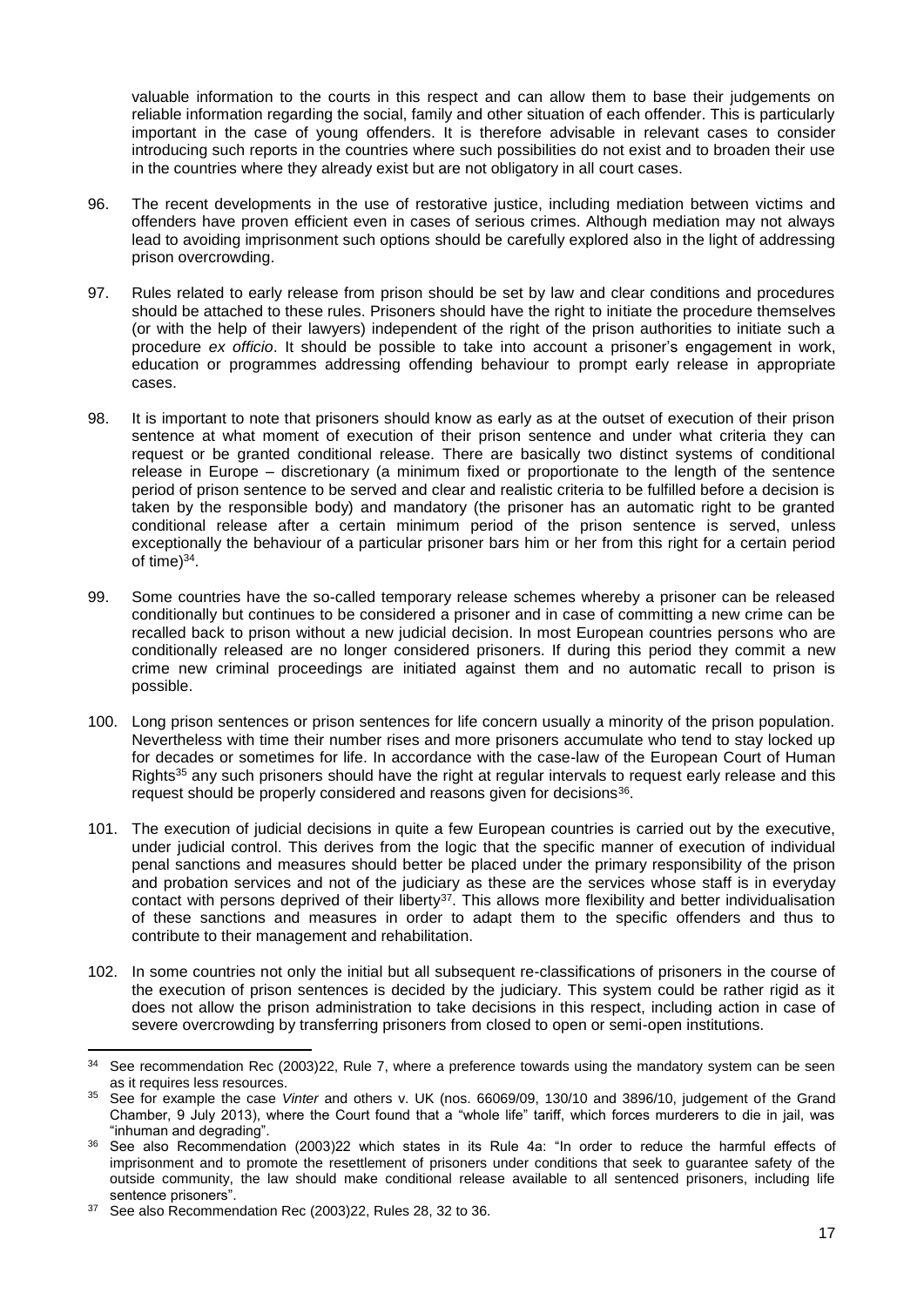valuable information to the courts in this respect and can allow them to base their judgements on reliable information regarding the social, family and other situation of each offender. This is particularly important in the case of young offenders. It is therefore advisable in relevant cases to consider introducing such reports in the countries where such possibilities do not exist and to broaden their use in the countries where they already exist but are not obligatory in all court cases.

96. The recent developments in the use of restorative justice, including mediation between victims and offenders have proven efficient even in cases of serious crimes. Although mediation may not always lead to avoiding imprisonment such options should be carefully explored also in the light of addressing prison overcrowding.

97. Rules related to early release from prison should be set by law and clear conditions and procedures should be attached to these rules. Prisoners should have the right to initiate the procedure themselves (or with the help of their lawyers) independent of the right of the prison authorities to initiate such a procedure *ex officio*. It should be possible to take into account a prisoner's engagement in work, education or programmes addressing offending behaviour to prompt early release in appropriate cases.

98. It is important to note that prisoners should know as early as at the outset of execution of their prison sentence at what moment of execution of their prison sentence and under what criteria they can request or be granted conditional release. There are basically two distinct systems of conditional release in Europe – discretionary (a minimum fixed or proportionate to the length of the sentence period of prison sentence to be served and clear and realistic criteria to be fulfilled before a decision is taken by the responsible body) and mandatory (the prisoner has an automatic right to be granted conditional release after a certain minimum period of the prison sentence is served, unless exceptionally the behaviour of a particular prisoner bars him or her from this right for a certain period of time)[34].

99. Some countries have the so-called temporary release schemes whereby a prisoner can be released conditionally but continues to be considered a prisoner and in case of committing a new crime can be recalled back to prison without a new judicial decision. In most European countries persons who are conditionally released are no longer considered prisoners. If during this period they commit a new crime new criminal proceedings are initiated against them and no automatic recall to prison is possible.

100. Long prison sentences or prison sentences for life concern usually a minority of the prison population. Nevertheless with time their number rises and more prisoners accumulate who tend to stay locked up for decades or sometimes for life. In accordance with the case-law of the European Court of Human Rights[35] any such prisoners should have the right at regular intervals to request early release and this request should be properly considered and reasons given for decisions[36].

101. The execution of judicial decisions in quite a few European countries is carried out by the executive, under judicial control. This derives from the logic that the specific manner of execution of individual penal sanctions and measures should better be placed under the primary responsibility of the prison and probation services and not of the judiciary as these are the services whose staff is in everyday contact with persons deprived of their liberty[37]. This allows more flexibility and better individualisation of these sanctions and measures in order to adapt them to the specific offenders and thus to contribute to their management and rehabilitation.

102. In some countries not only the initial but all subsequent re-classifications of prisoners in the course of the execution of prison sentences is decided by the judiciary. This system could be rather rigid as it does not allow the prison administration to take decisions in this respect, including action in case of severe overcrowding by transferring prisoners from closed to open or semi-open institutions.

---

[34] See recommendation Rec (2003)22, Rule 7, where a preference towards using the mandatory system can be seen as it requires less resources.

[35] See for example the case *Vinter* and others v. UK (nos. 66069/09, 130/10 and 3896/10, judgement of the Grand Chamber, 9 July 2013), where the Court found that a "whole life" tariff, which forces murderers to die in jail, was "inhuman and degrading".

[36] See also Recommendation (2003)22 which states in its Rule 4a: "In order to reduce the harmful effects of imprisonment and to promote the resettlement of prisoners under conditions that seek to guarantee safety of the outside community, the law should make conditional release available to all sentenced prisoners, including life sentence prisoners".

[37] See also Recommendation Rec (2003)22, Rules 28, 32 to 36.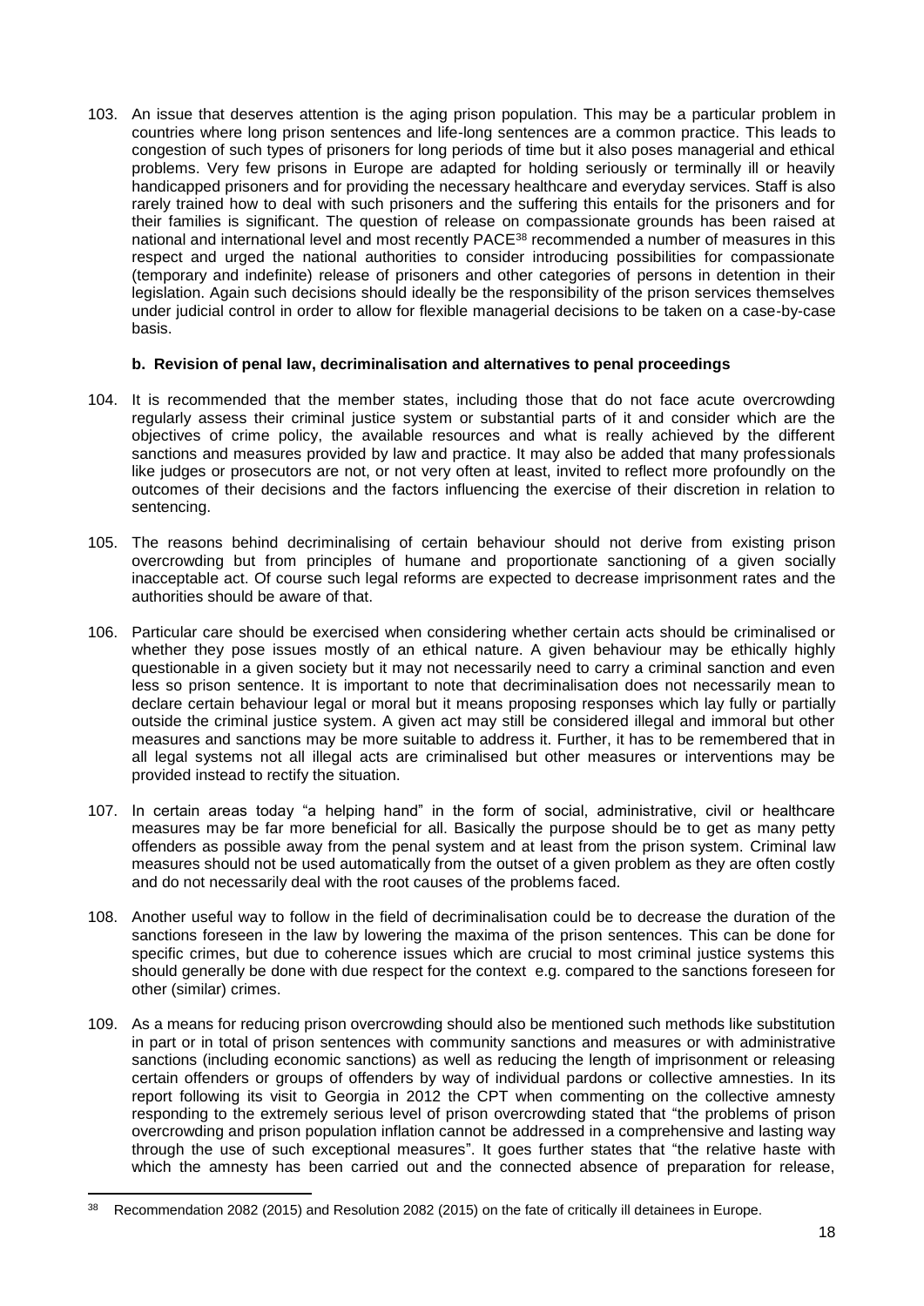103. An issue that deserves attention is the aging prison population. This may be a particular problem in countries where long prison sentences and life-long sentences are a common practice. This leads to congestion of such types of prisoners for long periods of time but it also poses managerial and ethical problems. Very few prisons in Europe are adapted for holding seriously or terminally ill or heavily handicapped prisoners and for providing the necessary healthcare and everyday services. Staff is also rarely trained how to deal with such prisoners and the suffering this entails for the prisoners and for their families is significant. The question of release on compassionate grounds has been raised at national and international level and most recently PACE[38] recommended a number of measures in this respect and urged the national authorities to consider introducing possibilities for compassionate (temporary and indefinite) release of prisoners and other categories of persons in detention in their legislation. Again such decisions should ideally be the responsibility of the prison services themselves under judicial control in order to allow for flexible managerial decisions to be taken on a case-by-case basis.

### b. Revision of penal law, decriminalisation and alternatives to penal proceedings

104. It is recommended that the member states, including those that do not face acute overcrowding regularly assess their criminal justice system or substantial parts of it and consider which are the objectives of crime policy, the available resources and what is really achieved by the different sanctions and measures provided by law and practice. It may also be added that many professionals like judges or prosecutors are not, or not very often at least, invited to reflect more profoundly on the outcomes of their decisions and the factors influencing the exercise of their discretion in relation to sentencing.

105. The reasons behind decriminalising of certain behaviour should not derive from existing prison overcrowding but from principles of humane and proportionate sanctioning of a given socially inacceptable act. Of course such legal reforms are expected to decrease imprisonment rates and the authorities should be aware of that.

106. Particular care should be exercised when considering whether certain acts should be criminalised or whether they pose issues mostly of an ethical nature. A given behaviour may be ethically highly questionable in a given society but it may not necessarily need to carry a criminal sanction and even less so prison sentence. It is important to note that decriminalisation does not necessarily mean to declare certain behaviour legal or moral but it means proposing responses which lay fully or partially outside the criminal justice system. A given act may still be considered illegal and immoral but other measures and sanctions may be more suitable to address it. Further, it has to be remembered that in all legal systems not all illegal acts are criminalised but other measures or interventions may be provided instead to rectify the situation.

107. In certain areas today "a helping hand" in the form of social, administrative, civil or healthcare measures may be far more beneficial for all. Basically the purpose should be to get as many petty offenders as possible away from the penal system and at least from the prison system. Criminal law measures should not be used automatically from the outset of a given problem as they are often costly and do not necessarily deal with the root causes of the problems faced.

108. Another useful way to follow in the field of decriminalisation could be to decrease the duration of the sanctions foreseen in the law by lowering the maxima of the prison sentences. This can be done for specific crimes, but due to coherence issues which are crucial to most criminal justice systems this should generally be done with due respect for the context e.g. compared to the sanctions foreseen for other (similar) crimes.

109. As a means for reducing prison overcrowding should also be mentioned such methods like substitution in part or in total of prison sentences with community sanctions and measures or with administrative sanctions (including economic sanctions) as well as reducing the length of imprisonment or releasing certain offenders or groups of offenders by way of individual pardons or collective amnesties. In its report following its visit to Georgia in 2012 the CPT when commenting on the collective amnesty responding to the extremely serious level of prison overcrowding stated that "the problems of prison overcrowding and prison population inflation cannot be addressed in a comprehensive and lasting way through the use of such exceptional measures". It goes further states that "the relative haste with which the amnesty has been carried out and the connected absence of preparation for release,

[38] Recommendation 2082 (2015) and Resolution 2082 (2015) on the fate of critically ill detainees in Europe.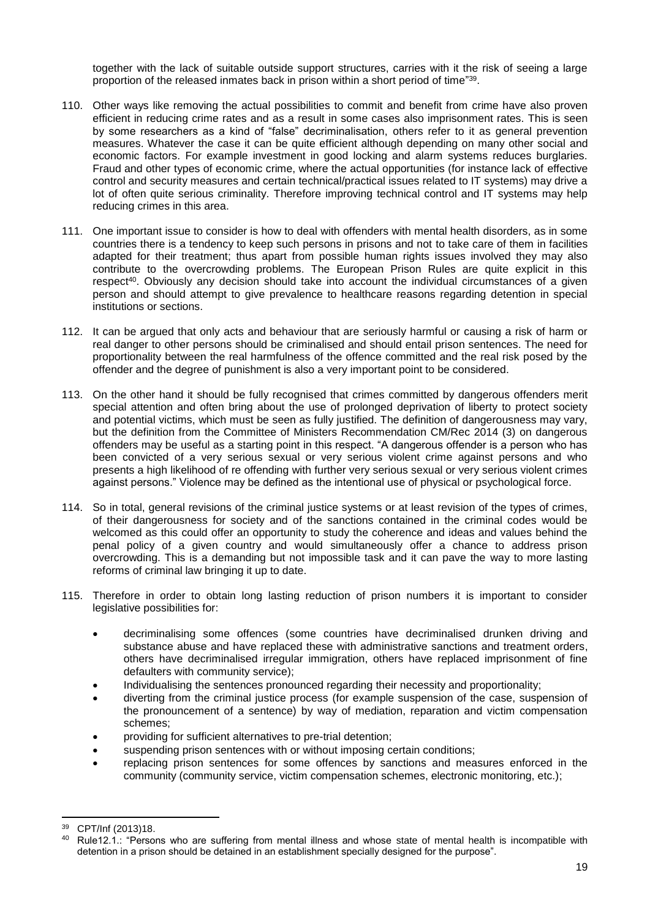together with the lack of suitable outside support structures, carries with it the risk of seeing a large proportion of the released inmates back in prison within a short period of time"[39].

110. Other ways like removing the actual possibilities to commit and benefit from crime have also proven efficient in reducing crime rates and as a result in some cases also imprisonment rates. This is seen by some researchers as a kind of "false" decriminalisation, others refer to it as general prevention measures. Whatever the case it can be quite efficient although depending on many other social and economic factors. For example investment in good locking and alarm systems reduces burglaries. Fraud and other types of economic crime, where the actual opportunities (for instance lack of effective control and security measures and certain technical/practical issues related to IT systems) may drive a lot of often quite serious criminality. Therefore improving technical control and IT systems may help reducing crimes in this area.

111. One important issue to consider is how to deal with offenders with mental health disorders, as in some countries there is a tendency to keep such persons in prisons and not to take care of them in facilities adapted for their treatment; thus apart from possible human rights issues involved they may also contribute to the overcrowding problems. The European Prison Rules are quite explicit in this respect[40]. Obviously any decision should take into account the individual circumstances of a given person and should attempt to give prevalence to healthcare reasons regarding detention in special institutions or sections.

112. It can be argued that only acts and behaviour that are seriously harmful or causing a risk of harm or real danger to other persons should be criminalised and should entail prison sentences. The need for proportionality between the real harmfulness of the offence committed and the real risk posed by the offender and the degree of punishment is also a very important point to be considered.

113. On the other hand it should be fully recognised that crimes committed by dangerous offenders merit special attention and often bring about the use of prolonged deprivation of liberty to protect society and potential victims, which must be seen as fully justified. The definition of dangerousness may vary, but the definition from the Committee of Ministers Recommendation CM/Rec 2014 (3) on dangerous offenders may be useful as a starting point in this respect. "A dangerous offender is a person who has been convicted of a very serious sexual or very serious violent crime against persons and who presents a high likelihood of re offending with further very serious sexual or very serious violent crimes against persons." Violence may be defined as the intentional use of physical or psychological force.

114. So in total, general revisions of the criminal justice systems or at least revision of the types of crimes, of their dangerousness for society and of the sanctions contained in the criminal codes would be welcomed as this could offer an opportunity to study the coherence and ideas and values behind the penal policy of a given country and would simultaneously offer a chance to address prison overcrowding. This is a demanding but not impossible task and it can pave the way to more lasting reforms of criminal law bringing it up to date.

115. Therefore in order to obtain long lasting reduction of prison numbers it is important to consider legislative possibilities for:

- decriminalising some offences (some countries have decriminalised drunken driving and substance abuse and have replaced these with administrative sanctions and treatment orders, others have decriminalised irregular immigration, others have replaced imprisonment of fine defaulters with community service);
- Individualising the sentences pronounced regarding their necessity and proportionality;
- diverting from the criminal justice process (for example suspension of the case, suspension of the pronouncement of a sentence) by way of mediation, reparation and victim compensation schemes;
- providing for sufficient alternatives to pre-trial detention;
- suspending prison sentences with or without imposing certain conditions;
- replacing prison sentences for some offences by sanctions and measures enforced in the community (community service, victim compensation schemes, electronic monitoring, etc.);

[39] CPT/Inf (2013)18.

[40] Rule12.1.: "Persons who are suffering from mental illness and whose state of mental health is incompatible with detention in a prison should be detained in an establishment specially designed for the purpose".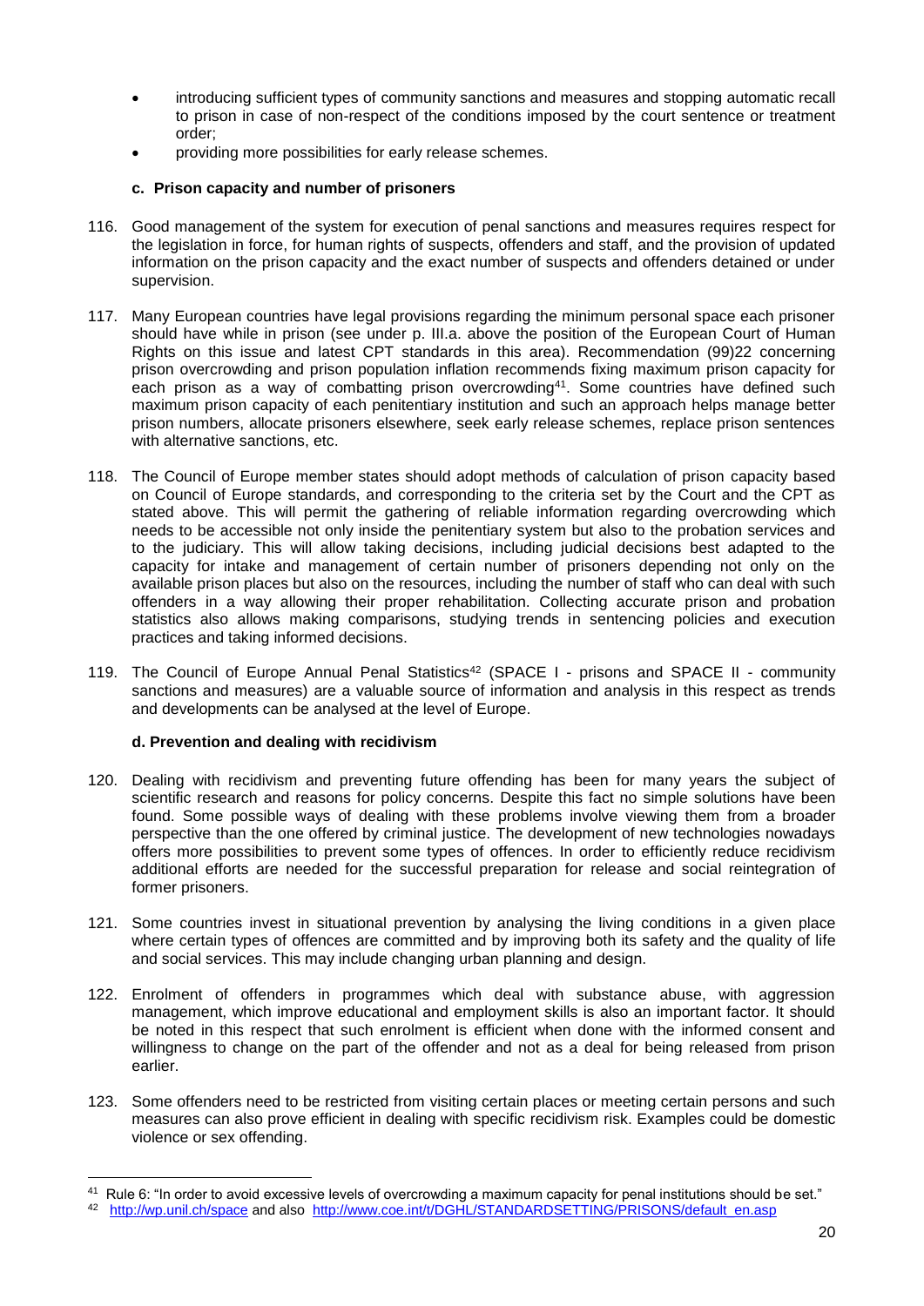- introducing sufficient types of community sanctions and measures and stopping automatic recall to prison in case of non-respect of the conditions imposed by the court sentence or treatment order;
- providing more possibilities for early release schemes.

### c. Prison capacity and number of prisoners

116. Good management of the system for execution of penal sanctions and measures requires respect for the legislation in force, for human rights of suspects, offenders and staff, and the provision of updated information on the prison capacity and the exact number of suspects and offenders detained or under supervision.

117. Many European countries have legal provisions regarding the minimum personal space each prisoner should have while in prison (see under p. III.a. above the position of the European Court of Human Rights on this issue and latest CPT standards in this area). Recommendation (99)22 concerning prison overcrowding and prison population inflation recommends fixing maximum prison capacity for each prison as a way of combatting prison overcrowding[41]. Some countries have defined such maximum prison capacity of each penitentiary institution and such an approach helps manage better prison numbers, allocate prisoners elsewhere, seek early release schemes, replace prison sentences with alternative sanctions, etc.

118. The Council of Europe member states should adopt methods of calculation of prison capacity based on Council of Europe standards, and corresponding to the criteria set by the Court and the CPT as stated above. This will permit the gathering of reliable information regarding overcrowding which needs to be accessible not only inside the penitentiary system but also to the probation services and to the judiciary. This will allow taking decisions, including judicial decisions best adapted to the capacity for intake and management of certain number of prisoners depending not only on the available prison places but also on the resources, including the number of staff who can deal with such offenders in a way allowing their proper rehabilitation. Collecting accurate prison and probation statistics also allows making comparisons, studying trends in sentencing policies and execution practices and taking informed decisions.

119. The Council of Europe Annual Penal Statistics[42] (SPACE I - prisons and SPACE II - community sanctions and measures) are a valuable source of information and analysis in this respect as trends and developments can be analysed at the level of Europe.

### d. Prevention and dealing with recidivism

120. Dealing with recidivism and preventing future offending has been for many years the subject of scientific research and reasons for policy concerns. Despite this fact no simple solutions have been found. Some possible ways of dealing with these problems involve viewing them from a broader perspective than the one offered by criminal justice. The development of new technologies nowadays offers more possibilities to prevent some types of offences. In order to efficiently reduce recidivism additional efforts are needed for the successful preparation for release and social reintegration of former prisoners.

121. Some countries invest in situational prevention by analysing the living conditions in a given place where certain types of offences are committed and by improving both its safety and the quality of life and social services. This may include changing urban planning and design.

122. Enrolment of offenders in programmes which deal with substance abuse, with aggression management, which improve educational and employment skills is also an important factor. It should be noted in this respect that such enrolment is efficient when done with the informed consent and willingness to change on the part of the offender and not as a deal for being released from prison earlier.

123. Some offenders need to be restricted from visiting certain places or meeting certain persons and such measures can also prove efficient in dealing with specific recidivism risk. Examples could be domestic violence or sex offending.

---

[41] Rule 6: "In order to avoid excessive levels of overcrowding a maximum capacity for penal institutions should be set."

[42] http://wp.unil.ch/space and also http://www.coe.int/t/DGHL/STANDARDSETTING/PRISONS/default_en.asp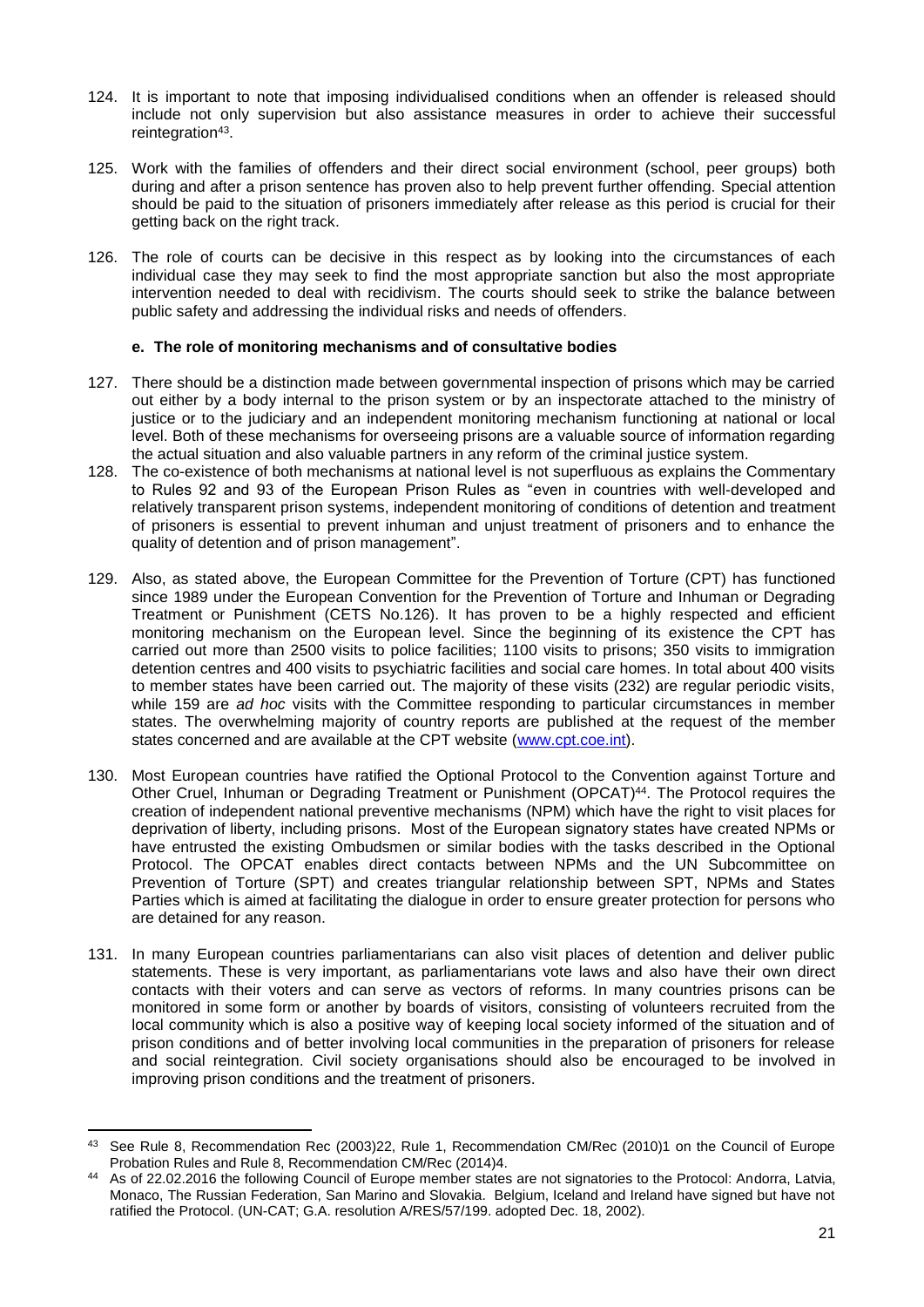124. It is important to note that imposing individualised conditions when an offender is released should include not only supervision but also assistance measures in order to achieve their successful reintegration[43].

125. Work with the families of offenders and their direct social environment (school, peer groups) both during and after a prison sentence has proven also to help prevent further offending. Special attention should be paid to the situation of prisoners immediately after release as this period is crucial for their getting back on the right track.

126. The role of courts can be decisive in this respect as by looking into the circumstances of each individual case they may seek to find the most appropriate sanction but also the most appropriate intervention needed to deal with recidivism. The courts should seek to strike the balance between public safety and addressing the individual risks and needs of offenders.

### e. The role of monitoring mechanisms and of consultative bodies

127. There should be a distinction made between governmental inspection of prisons which may be carried out either by a body internal to the prison system or by an inspectorate attached to the ministry of justice or to the judiciary and an independent monitoring mechanism functioning at national or local level. Both of these mechanisms for overseeing prisons are a valuable source of information regarding the actual situation and also valuable partners in any reform of the criminal justice system.

128. The co-existence of both mechanisms at national level is not superfluous as explains the Commentary to Rules 92 and 93 of the European Prison Rules as "even in countries with well-developed and relatively transparent prison systems, independent monitoring of conditions of detention and treatment of prisoners is essential to prevent inhuman and unjust treatment of prisoners and to enhance the quality of detention and of prison management".

129. Also, as stated above, the European Committee for the Prevention of Torture (CPT) has functioned since 1989 under the European Convention for the Prevention of Torture and Inhuman or Degrading Treatment or Punishment (CETS No.126). It has proven to be a highly respected and efficient monitoring mechanism on the European level. Since the beginning of its existence the CPT has carried out more than 2500 visits to police facilities; 1100 visits to prisons; 350 visits to immigration detention centres and 400 visits to psychiatric facilities and social care homes. In total about 400 visits to member states have been carried out. The majority of these visits (232) are regular periodic visits, while 159 are *ad hoc* visits with the Committee responding to particular circumstances in member states. The overwhelming majority of country reports are published at the request of the member states concerned and are available at the CPT website (www.cpt.coe.int).

130. Most European countries have ratified the Optional Protocol to the Convention against Torture and Other Cruel, Inhuman or Degrading Treatment or Punishment (OPCAT)[44]. The Protocol requires the creation of independent national preventive mechanisms (NPM) which have the right to visit places for deprivation of liberty, including prisons. Most of the European signatory states have created NPMs or have entrusted the existing Ombudsmen or similar bodies with the tasks described in the Optional Protocol. The OPCAT enables direct contacts between NPMs and the UN Subcommittee on Prevention of Torture (SPT) and creates triangular relationship between SPT, NPMs and States Parties which is aimed at facilitating the dialogue in order to ensure greater protection for persons who are detained for any reason.

131. In many European countries parliamentarians can also visit places of detention and deliver public statements. These is very important, as parliamentarians vote laws and also have their own direct contacts with their voters and can serve as vectors of reforms. In many countries prisons can be monitored in some form or another by boards of visitors, consisting of volunteers recruited from the local community which is also a positive way of keeping local society informed of the situation and of prison conditions and of better involving local communities in the preparation of prisoners for release and social reintegration. Civil society organisations should also be encouraged to be involved in improving prison conditions and the treatment of prisoners.

---

[43] See Rule 8, Recommendation Rec (2003)22, Rule 1, Recommendation CM/Rec (2010)1 on the Council of Europe Probation Rules and Rule 8, Recommendation CM/Rec (2014)4.

[44] As of 22.02.2016 the following Council of Europe member states are not signatories to the Protocol: Andorra, Latvia, Monaco, The Russian Federation, San Marino and Slovakia. Belgium, Iceland and Ireland have signed but have not ratified the Protocol. (UN-CAT; G.A. resolution A/RES/57/199. adopted Dec. 18, 2002).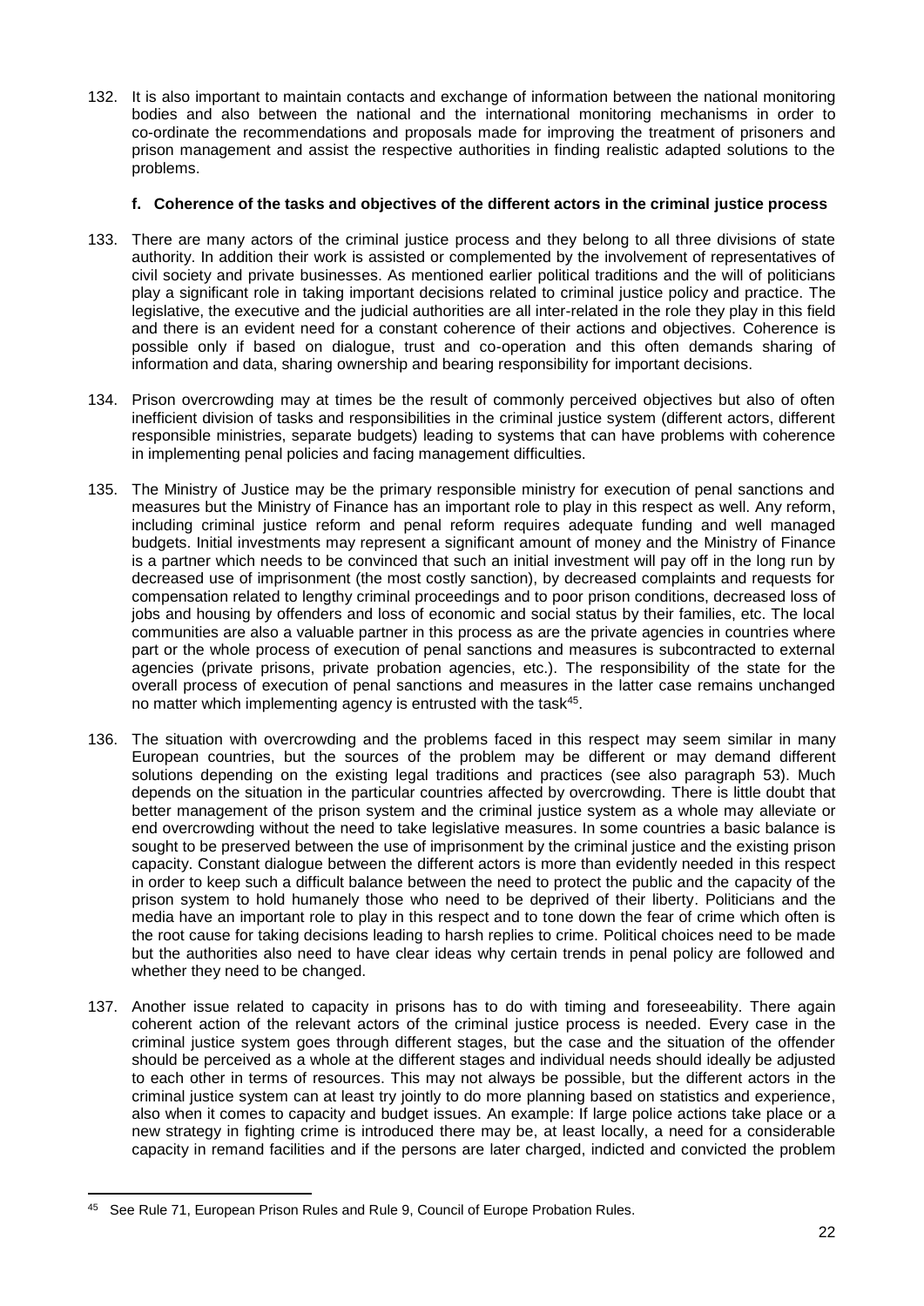132. It is also important to maintain contacts and exchange of information between the national monitoring bodies and also between the national and the international monitoring mechanisms in order to co-ordinate the recommendations and proposals made for improving the treatment of prisoners and prison management and assist the respective authorities in finding realistic adapted solutions to the problems.

#### f. Coherence of the tasks and objectives of the different actors in the criminal justice process

133. There are many actors of the criminal justice process and they belong to all three divisions of state authority. In addition their work is assisted or complemented by the involvement of representatives of civil society and private businesses. As mentioned earlier political traditions and the will of politicians play a significant role in taking important decisions related to criminal justice policy and practice. The legislative, the executive and the judicial authorities are all inter-related in the role they play in this field and there is an evident need for a constant coherence of their actions and objectives. Coherence is possible only if based on dialogue, trust and co-operation and this often demands sharing of information and data, sharing ownership and bearing responsibility for important decisions.

134. Prison overcrowding may at times be the result of commonly perceived objectives but also of often inefficient division of tasks and responsibilities in the criminal justice system (different actors, different responsible ministries, separate budgets) leading to systems that can have problems with coherence in implementing penal policies and facing management difficulties.

135. The Ministry of Justice may be the primary responsible ministry for execution of penal sanctions and measures but the Ministry of Finance has an important role to play in this respect as well. Any reform, including criminal justice reform and penal reform requires adequate funding and well managed budgets. Initial investments may represent a significant amount of money and the Ministry of Finance is a partner which needs to be convinced that such an initial investment will pay off in the long run by decreased use of imprisonment (the most costly sanction), by decreased complaints and requests for compensation related to lengthy criminal proceedings and to poor prison conditions, decreased loss of jobs and housing by offenders and loss of economic and social status by their families, etc. The local communities are also a valuable partner in this process as are the private agencies in countries where part or the whole process of execution of penal sanctions and measures is subcontracted to external agencies (private prisons, private probation agencies, etc.). The responsibility of the state for the overall process of execution of penal sanctions and measures in the latter case remains unchanged no matter which implementing agency is entrusted with the task[45].

136. The situation with overcrowding and the problems faced in this respect may seem similar in many European countries, but the sources of the problem may be different or may demand different solutions depending on the existing legal traditions and practices (see also paragraph 53). Much depends on the situation in the particular countries affected by overcrowding. There is little doubt that better management of the prison system and the criminal justice system as a whole may alleviate or end overcrowding without the need to take legislative measures. In some countries a basic balance is sought to be preserved between the use of imprisonment by the criminal justice and the existing prison capacity. Constant dialogue between the different actors is more than evidently needed in this respect in order to keep such a difficult balance between the need to protect the public and the capacity of the prison system to hold humanely those who need to be deprived of their liberty. Politicians and the media have an important role to play in this respect and to tone down the fear of crime which often is the root cause for taking decisions leading to harsh replies to crime. Political choices need to be made but the authorities also need to have clear ideas why certain trends in penal policy are followed and whether they need to be changed.

137. Another issue related to capacity in prisons has to do with timing and foreseeability. There again coherent action of the relevant actors of the criminal justice process is needed. Every case in the criminal justice system goes through different stages, but the case and the situation of the offender should be perceived as a whole at the different stages and individual needs should ideally be adjusted to each other in terms of resources. This may not always be possible, but the different actors in the criminal justice system can at least try jointly to do more planning based on statistics and experience, also when it comes to capacity and budget issues. An example: If large police actions take place or a new strategy in fighting crime is introduced there may be, at least locally, a need for a considerable capacity in remand facilities and if the persons are later charged, indicted and convicted the problem

---

[45] See Rule 71, European Prison Rules and Rule 9, Council of Europe Probation Rules.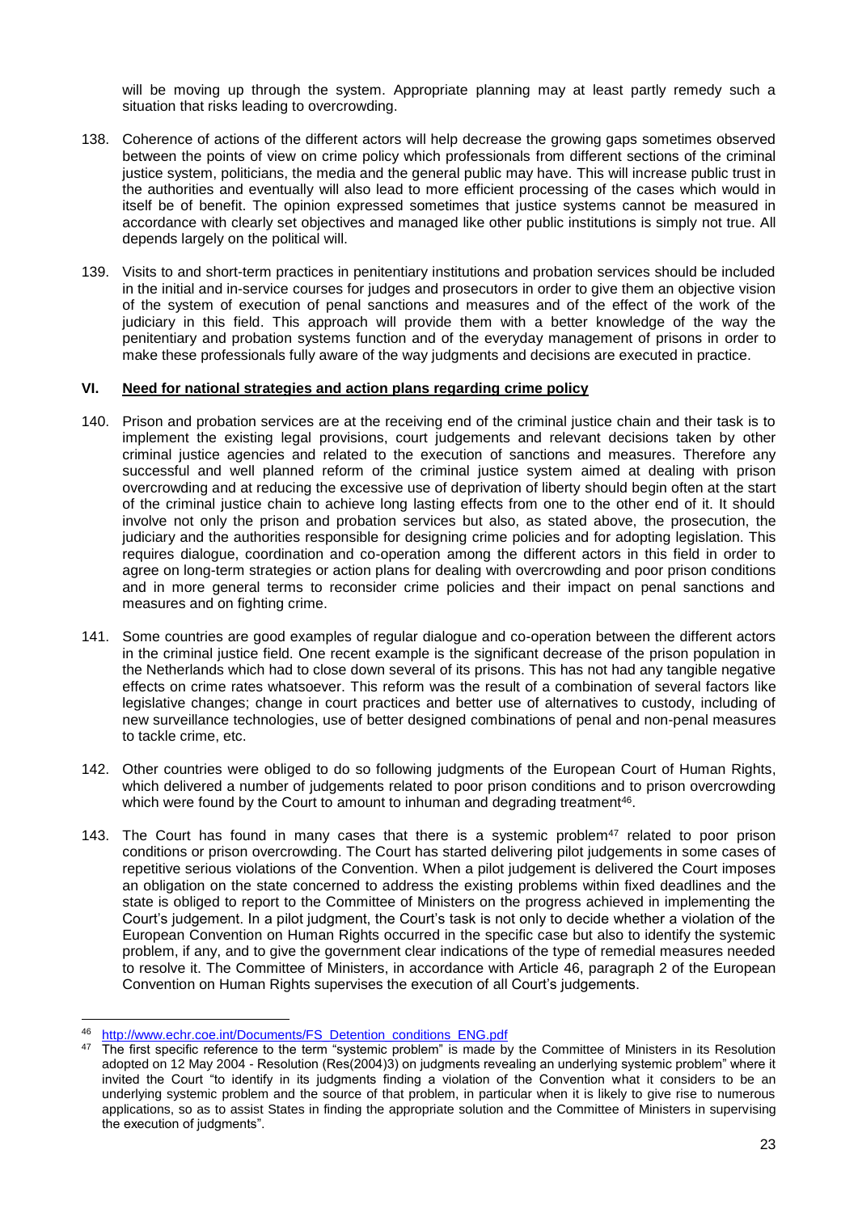will be moving up through the system. Appropriate planning may at least partly remedy such a situation that risks leading to overcrowding.

138. Coherence of actions of the different actors will help decrease the growing gaps sometimes observed between the points of view on crime policy which professionals from different sections of the criminal justice system, politicians, the media and the general public may have. This will increase public trust in the authorities and eventually will also lead to more efficient processing of the cases which would in itself be of benefit. The opinion expressed sometimes that justice systems cannot be measured in accordance with clearly set objectives and managed like other public institutions is simply not true. All depends largely on the political will.

139. Visits to and short-term practices in penitentiary institutions and probation services should be included in the initial and in-service courses for judges and prosecutors in order to give them an objective vision of the system of execution of penal sanctions and measures and of the effect of the work of the judiciary in this field. This approach will provide them with a better knowledge of the way the penitentiary and probation systems function and of the everyday management of prisons in order to make these professionals fully aware of the way judgments and decisions are executed in practice.

## VI. Need for national strategies and action plans regarding crime policy

140. Prison and probation services are at the receiving end of the criminal justice chain and their task is to implement the existing legal provisions, court judgements and relevant decisions taken by other criminal justice agencies and related to the execution of sanctions and measures. Therefore any successful and well planned reform of the criminal justice system aimed at dealing with prison overcrowding and at reducing the excessive use of deprivation of liberty should begin often at the start of the criminal justice chain to achieve long lasting effects from one to the other end of it. It should involve not only the prison and probation services but also, as stated above, the prosecution, the judiciary and the authorities responsible for designing crime policies and for adopting legislation. This requires dialogue, coordination and co-operation among the different actors in this field in order to agree on long-term strategies or action plans for dealing with overcrowding and poor prison conditions and in more general terms to reconsider crime policies and their impact on penal sanctions and measures and on fighting crime.

141. Some countries are good examples of regular dialogue and co-operation between the different actors in the criminal justice field. One recent example is the significant decrease of the prison population in the Netherlands which had to close down several of its prisons. This has not had any tangible negative effects on crime rates whatsoever. This reform was the result of a combination of several factors like legislative changes; change in court practices and better use of alternatives to custody, including of new surveillance technologies, use of better designed combinations of penal and non-penal measures to tackle crime, etc.

142. Other countries were obliged to do so following judgments of the European Court of Human Rights, which delivered a number of judgements related to poor prison conditions and to prison overcrowding which were found by the Court to amount to inhuman and degrading treatment[46].

143. The Court has found in many cases that there is a systemic problem[47] related to poor prison conditions or prison overcrowding. The Court has started delivering pilot judgements in some cases of repetitive serious violations of the Convention. When a pilot judgement is delivered the Court imposes an obligation on the state concerned to address the existing problems within fixed deadlines and the state is obliged to report to the Committee of Ministers on the progress achieved in implementing the Court's judgement. In a pilot judgment, the Court's task is not only to decide whether a violation of the European Convention on Human Rights occurred in the specific case but also to identify the systemic problem, if any, and to give the government clear indications of the type of remedial measures needed to resolve it. The Committee of Ministers, in accordance with Article 46, paragraph 2 of the European Convention on Human Rights supervises the execution of all Court's judgements.

---

[46] http://www.echr.coe.int/Documents/FS_Detention_conditions_ENG.pdf

[47] The first specific reference to the term "systemic problem" is made by the Committee of Ministers in its Resolution adopted on 12 May 2004 - Resolution (Res(2004)3) on judgments revealing an underlying systemic problem" where it invited the Court "to identify in its judgments finding a violation of the Convention what it considers to be an underlying systemic problem and the source of that problem, in particular when it is likely to give rise to numerous applications, so as to assist States in finding the appropriate solution and the Committee of Ministers in supervising the execution of judgments".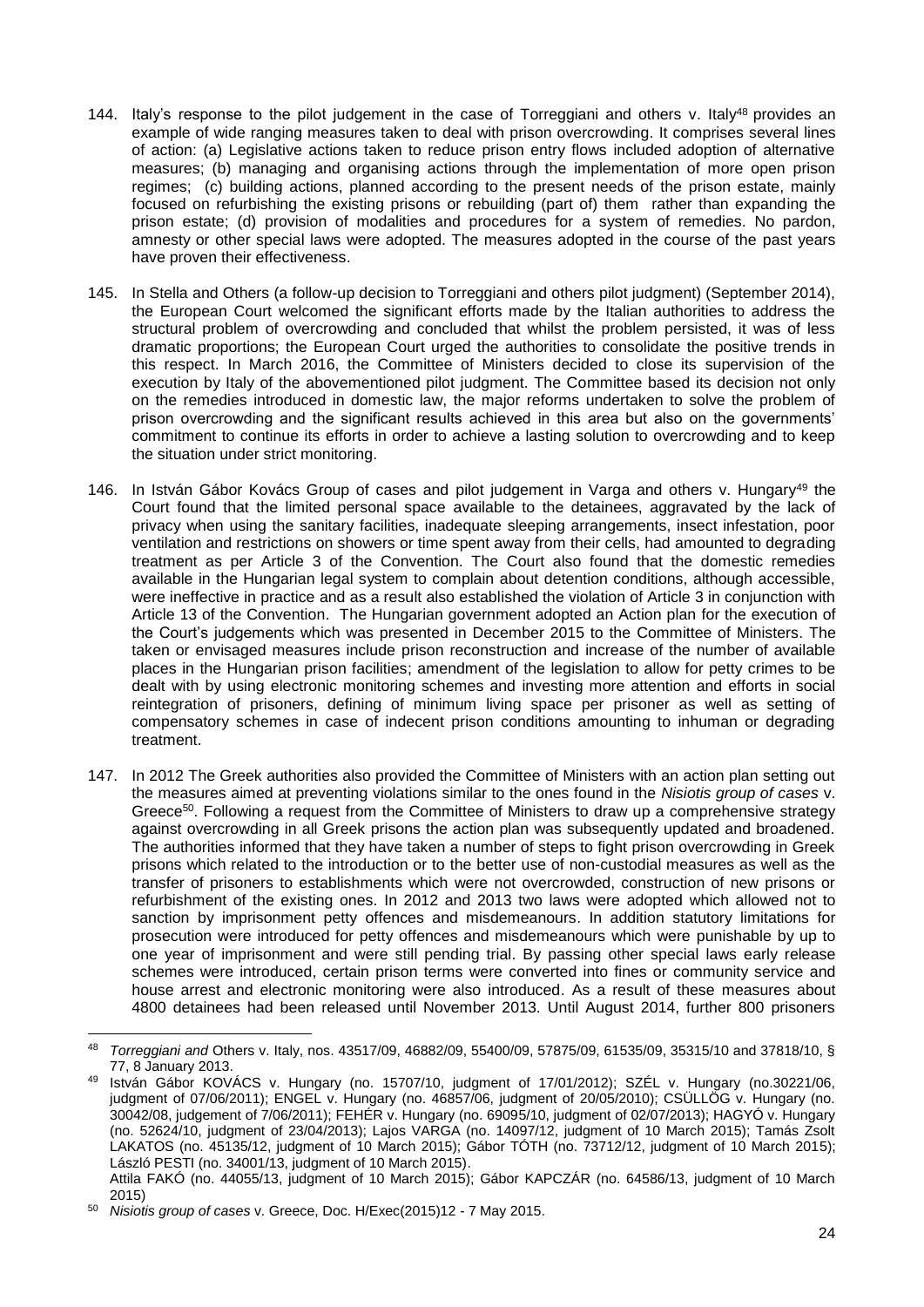144. Italy's response to the pilot judgement in the case of Torreggiani and others v. Italy[48] provides an example of wide ranging measures taken to deal with prison overcrowding. It comprises several lines of action: (a) Legislative actions taken to reduce prison entry flows included adoption of alternative measures; (b) managing and organising actions through the implementation of more open prison regimes; (c) building actions, planned according to the present needs of the prison estate, mainly focused on refurbishing the existing prisons or rebuilding (part of) them rather than expanding the prison estate; (d) provision of modalities and procedures for a system of remedies. No pardon, amnesty or other special laws were adopted. The measures adopted in the course of the past years have proven their effectiveness.

145. In Stella and Others (a follow-up decision to Torreggiani and others pilot judgment) (September 2014), the European Court welcomed the significant efforts made by the Italian authorities to address the structural problem of overcrowding and concluded that whilst the problem persisted, it was of less dramatic proportions; the European Court urged the authorities to consolidate the positive trends in this respect. In March 2016, the Committee of Ministers decided to close its supervision of the execution by Italy of the abovementioned pilot judgment. The Committee based its decision not only on the remedies introduced in domestic law, the major reforms undertaken to solve the problem of prison overcrowding and the significant results achieved in this area but also on the governments' commitment to continue its efforts in order to achieve a lasting solution to overcrowding and to keep the situation under strict monitoring.

146. In István Gábor Kovács Group of cases and pilot judgement in Varga and others v. Hungary[49] the Court found that the limited personal space available to the detainees, aggravated by the lack of privacy when using the sanitary facilities, inadequate sleeping arrangements, insect infestation, poor ventilation and restrictions on showers or time spent away from their cells, had amounted to degrading treatment as per Article 3 of the Convention. The Court also found that the domestic remedies available in the Hungarian legal system to complain about detention conditions, although accessible, were ineffective in practice and as a result also established the violation of Article 3 in conjunction with Article 13 of the Convention. The Hungarian government adopted an Action plan for the execution of the Court's judgements which was presented in December 2015 to the Committee of Ministers. The taken or envisaged measures include prison reconstruction and increase of the number of available places in the Hungarian prison facilities; amendment of the legislation to allow for petty crimes to be dealt with by using electronic monitoring schemes and investing more attention and efforts in social reintegration of prisoners, defining of minimum living space per prisoner as well as setting of compensatory schemes in case of indecent prison conditions amounting to inhuman or degrading treatment.

147. In 2012 The Greek authorities also provided the Committee of Ministers with an action plan setting out the measures aimed at preventing violations similar to the ones found in the *Nisiotis group of cases* v. Greece[50]. Following a request from the Committee of Ministers to draw up a comprehensive strategy against overcrowding in all Greek prisons the action plan was subsequently updated and broadened. The authorities informed that they have taken a number of steps to fight prison overcrowding in Greek prisons which related to the introduction or to the better use of non-custodial measures as well as the transfer of prisoners to establishments which were not overcrowded, construction of new prisons or refurbishment of the existing ones. In 2012 and 2013 two laws were adopted which allowed not to sanction by imprisonment petty offences and misdemeanours. In addition statutory limitations for prosecution were introduced for petty offences and misdemeanours which were punishable by up to one year of imprisonment and were still pending trial. By passing other special laws early release schemes were introduced, certain prison terms were converted into fines or community service and house arrest and electronic monitoring were also introduced. As a result of these measures about 4800 detainees had been released until November 2013. Until August 2014, further 800 prisoners

---

[48] *Torreggiani and* Others v. Italy, nos. 43517/09, 46882/09, 55400/09, 57875/09, 61535/09, 35315/10 and 37818/10, § 77, 8 January 2013.

[49] István Gábor KOVÁCS v. Hungary (no. 15707/10, judgment of 17/01/2012); SZÉL v. Hungary (no.30221/06, judgment of 07/06/2011); ENGEL v. Hungary (no. 46857/06, judgment of 20/05/2010); CSÜLLÖG v. Hungary (no. 30042/08, judgement of 7/06/2011); FEHÉR v. Hungary (no. 69095/10, judgment of 02/07/2013); HAGYÓ v. Hungary (no. 52624/10, judgment of 23/04/2013); Lajos VARGA (no. 14097/12, judgment of 10 March 2015); Tamás Zsolt LAKATOS (no. 45135/12, judgment of 10 March 2015); Gábor TÓTH (no. 73712/12, judgment of 10 March 2015); László PESTI (no. 34001/13, judgment of 10 March 2015).
Attila FAKÓ (no. 44055/13, judgment of 10 March 2015); Gábor KAPCZÁR (no. 64586/13, judgment of 10 March 2015)

[50] *Nisiotis group of cases* v. Greece, Doc. H/Exec(2015)12 - 7 May 2015.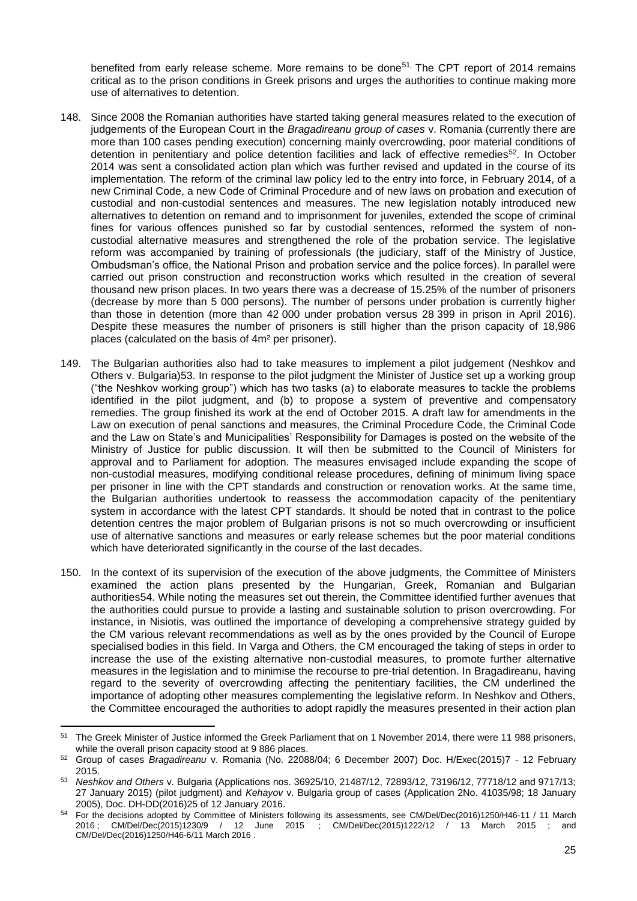benefited from early release scheme. More remains to be done[51]. The CPT report of 2014 remains critical as to the prison conditions in Greek prisons and urges the authorities to continue making more use of alternatives to detention.

148. Since 2008 the Romanian authorities have started taking general measures related to the execution of judgements of the European Court in the *Bragadireanu group of cases* v. Romania (currently there are more than 100 cases pending execution) concerning mainly overcrowding, poor material conditions of detention in penitentiary and police detention facilities and lack of effective remedies[52]. In October 2014 was sent a consolidated action plan which was further revised and updated in the course of its implementation. The reform of the criminal law policy led to the entry into force, in February 2014, of a new Criminal Code, a new Code of Criminal Procedure and of new laws on probation and execution of custodial and non-custodial sentences and measures. The new legislation notably introduced new alternatives to detention on remand and to imprisonment for juveniles, extended the scope of criminal fines for various offences punished so far by custodial sentences, reformed the system of non-custodial alternative measures and strengthened the role of the probation service. The legislative reform was accompanied by training of professionals (the judiciary, staff of the Ministry of Justice, Ombudsman's office, the National Prison and probation service and the police forces). In parallel were carried out prison construction and reconstruction works which resulted in the creation of several thousand new prison places. In two years there was a decrease of 15.25% of the number of prisoners (decrease by more than 5 000 persons). The number of persons under probation is currently higher than those in detention (more than 42 000 under probation versus 28 399 in prison in April 2016). Despite these measures the number of prisoners is still higher than the prison capacity of 18,986 places (calculated on the basis of 4m² per prisoner).

149. The Bulgarian authorities also had to take measures to implement a pilot judgement (Neshkov and Others v. Bulgaria)[53]. In response to the pilot judgment the Minister of Justice set up a working group ("the Neshkov working group") which has two tasks (a) to elaborate measures to tackle the problems identified in the pilot judgment, and (b) to propose a system of preventive and compensatory remedies. The group finished its work at the end of October 2015. A draft law for amendments in the Law on execution of penal sanctions and measures, the Criminal Procedure Code, the Criminal Code and the Law on State's and Municipalities' Responsibility for Damages is posted on the website of the Ministry of Justice for public discussion. It will then be submitted to the Council of Ministers for approval and to Parliament for adoption. The measures envisaged include expanding the scope of non-custodial measures, modifying conditional release procedures, defining of minimum living space per prisoner in line with the CPT standards and construction or renovation works. At the same time, the Bulgarian authorities undertook to reassess the accommodation capacity of the penitentiary system in accordance with the latest CPT standards. It should be noted that in contrast to the police detention centres the major problem of Bulgarian prisons is not so much overcrowding or insufficient use of alternative sanctions and measures or early release schemes but the poor material conditions which have deteriorated significantly in the course of the last decades.

150. In the context of its supervision of the execution of the above judgments, the Committee of Ministers examined the action plans presented by the Hungarian, Greek, Romanian and Bulgarian authorities[54]. While noting the measures set out therein, the Committee identified further avenues that the authorities could pursue to provide a lasting and sustainable solution to prison overcrowding. For instance, in Nisiotis, was outlined the importance of developing a comprehensive strategy guided by the CM various relevant recommendations as well as by the ones provided by the Council of Europe specialised bodies in this field. In Varga and Others, the CM encouraged the taking of steps in order to increase the use of the existing alternative non-custodial measures, to promote further alternative measures in the legislation and to minimise the recourse to pre-trial detention. In Bragadireanu, having regard to the severity of overcrowding affecting the penitentiary facilities, the CM underlined the importance of adopting other measures complementing the legislative reform. In Neshkov and Others, the Committee encouraged the authorities to adopt rapidly the measures presented in their action plan

---

[51] The Greek Minister of Justice informed the Greek Parliament that on 1 November 2014, there were 11 988 prisoners, while the overall prison capacity stood at 9 886 places.

[52] Group of cases *Bragadireanu* v. Romania (No. 22088/04; 6 December 2007) Doc. H/Exec(2015)7 - 12 February 2015.

[53] *Neshkov and Others* v. Bulgaria (Applications nos. 36925/10, 21487/12, 72893/12, 73196/12, 77718/12 and 9717/13; 27 January 2015) (pilot judgment) and *Kehayov* v. Bulgaria group of cases (Application 2No. 41035/98; 18 January 2005), Doc. DH-DD(2016)25 of 12 January 2016.

[54] For the decisions adopted by Committee of Ministers following its assessments, see CM/Del/Dec(2016)1250/H46-11 / 11 March 2016 ; CM/Del/Dec(2015)1230/9 / 12 June 2015 ; CM/Del/Dec(2015)1222/12 / 13 March 2015 ; and CM/Del/Dec(2016)1250/H46-6/11 March 2016 .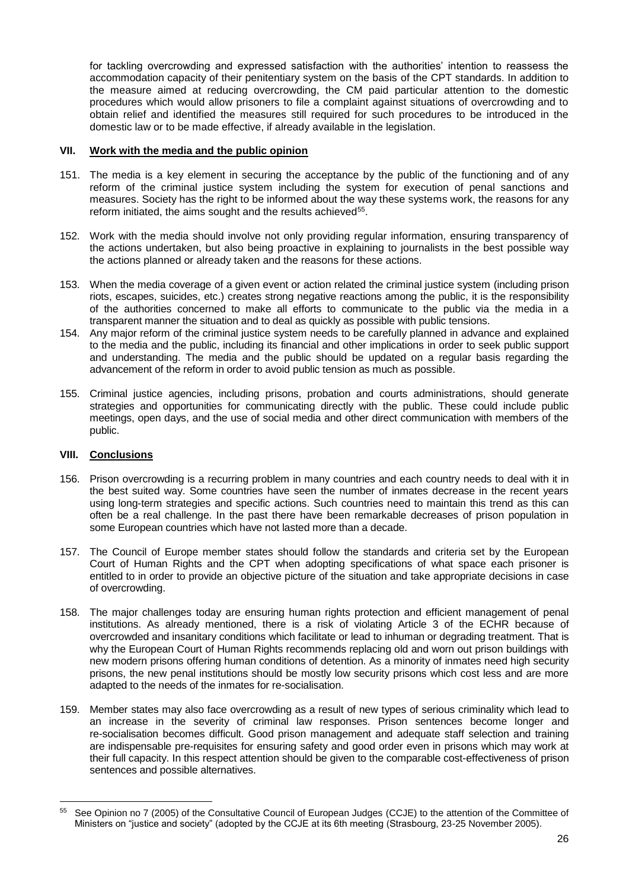for tackling overcrowding and expressed satisfaction with the authorities' intention to reassess the accommodation capacity of their penitentiary system on the basis of the CPT standards. In addition to the measure aimed at reducing overcrowding, the CM paid particular attention to the domestic procedures which would allow prisoners to file a complaint against situations of overcrowding and to obtain relief and identified the measures still required for such procedures to be introduced in the domestic law or to be made effective, if already available in the legislation.

## VII. Work with the media and the public opinion

151. The media is a key element in securing the acceptance by the public of the functioning and of any reform of the criminal justice system including the system for execution of penal sanctions and measures. Society has the right to be informed about the way these systems work, the reasons for any reform initiated, the aims sought and the results achieved[55].

152. Work with the media should involve not only providing regular information, ensuring transparency of the actions undertaken, but also being proactive in explaining to journalists in the best possible way the actions planned or already taken and the reasons for these actions.

153. When the media coverage of a given event or action related the criminal justice system (including prison riots, escapes, suicides, etc.) creates strong negative reactions among the public, it is the responsibility of the authorities concerned to make all efforts to communicate to the public via the media in a transparent manner the situation and to deal as quickly as possible with public tensions.

154. Any major reform of the criminal justice system needs to be carefully planned in advance and explained to the media and the public, including its financial and other implications in order to seek public support and understanding. The media and the public should be updated on a regular basis regarding the advancement of the reform in order to avoid public tension as much as possible.

155. Criminal justice agencies, including prisons, probation and courts administrations, should generate strategies and opportunities for communicating directly with the public. These could include public meetings, open days, and the use of social media and other direct communication with members of the public.

## VIII. Conclusions

156. Prison overcrowding is a recurring problem in many countries and each country needs to deal with it in the best suited way. Some countries have seen the number of inmates decrease in the recent years using long-term strategies and specific actions. Such countries need to maintain this trend as this can often be a real challenge. In the past there have been remarkable decreases of prison population in some European countries which have not lasted more than a decade.

157. The Council of Europe member states should follow the standards and criteria set by the European Court of Human Rights and the CPT when adopting specifications of what space each prisoner is entitled to in order to provide an objective picture of the situation and take appropriate decisions in case of overcrowding.

158. The major challenges today are ensuring human rights protection and efficient management of penal institutions. As already mentioned, there is a risk of violating Article 3 of the ECHR because of overcrowded and insanitary conditions which facilitate or lead to inhuman or degrading treatment. That is why the European Court of Human Rights recommends replacing old and worn out prison buildings with new modern prisons offering human conditions of detention. As a minority of inmates need high security prisons, the new penal institutions should be mostly low security prisons which cost less and are more adapted to the needs of the inmates for re-socialisation.

159. Member states may also face overcrowding as a result of new types of serious criminality which lead to an increase in the severity of criminal law responses. Prison sentences become longer and re-socialisation becomes difficult. Good prison management and adequate staff selection and training are indispensable pre-requisites for ensuring safety and good order even in prisons which may work at their full capacity. In this respect attention should be given to the comparable cost-effectiveness of prison sentences and possible alternatives.

---

[55] See Opinion no 7 (2005) of the Consultative Council of European Judges (CCJE) to the attention of the Committee of Ministers on "justice and society" (adopted by the CCJE at its 6th meeting (Strasbourg, 23-25 November 2005).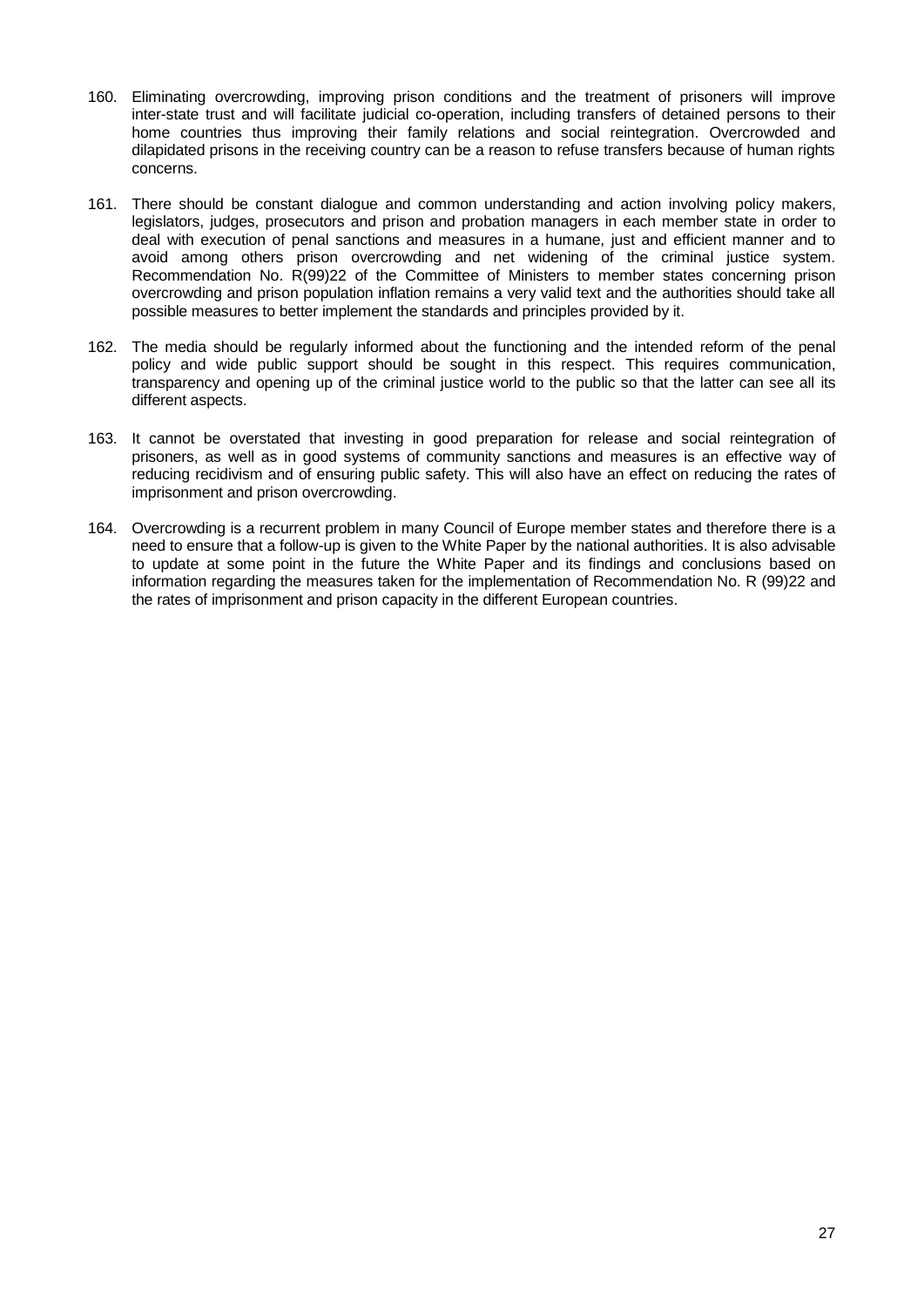160. Eliminating overcrowding, improving prison conditions and the treatment of prisoners will improve inter-state trust and will facilitate judicial co-operation, including transfers of detained persons to their home countries thus improving their family relations and social reintegration. Overcrowded and dilapidated prisons in the receiving country can be a reason to refuse transfers because of human rights concerns.

161. There should be constant dialogue and common understanding and action involving policy makers, legislators, judges, prosecutors and prison and probation managers in each member state in order to deal with execution of penal sanctions and measures in a humane, just and efficient manner and to avoid among others prison overcrowding and net widening of the criminal justice system. Recommendation No. R(99)22 of the Committee of Ministers to member states concerning prison overcrowding and prison population inflation remains a very valid text and the authorities should take all possible measures to better implement the standards and principles provided by it.

162. The media should be regularly informed about the functioning and the intended reform of the penal policy and wide public support should be sought in this respect. This requires communication, transparency and opening up of the criminal justice world to the public so that the latter can see all its different aspects.

163. It cannot be overstated that investing in good preparation for release and social reintegration of prisoners, as well as in good systems of community sanctions and measures is an effective way of reducing recidivism and of ensuring public safety. This will also have an effect on reducing the rates of imprisonment and prison overcrowding.

164. Overcrowding is a recurrent problem in many Council of Europe member states and therefore there is a need to ensure that a follow-up is given to the White Paper by the national authorities. It is also advisable to update at some point in the future the White Paper and its findings and conclusions based on information regarding the measures taken for the implementation of Recommendation No. R (99)22 and the rates of imprisonment and prison capacity in the different European countries.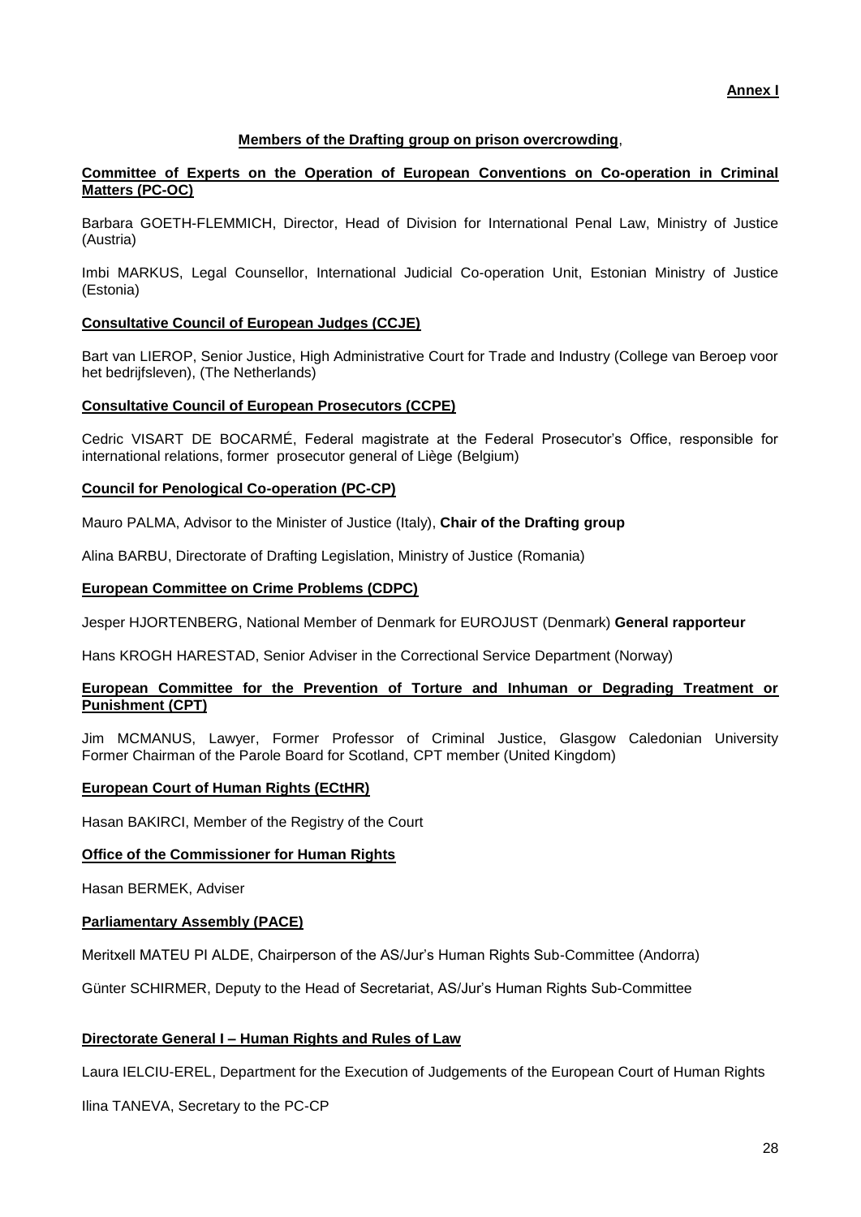**Annex I**

**Members of the Drafting group on prison overcrowding**,

**Committee of Experts on the Operation of European Conventions on Co-operation in Criminal Matters (PC-OC)**

Barbara GOETH-FLEMMICH, Director, Head of Division for International Penal Law, Ministry of Justice (Austria)

Imbi MARKUS, Legal Counsellor, International Judicial Co-operation Unit, Estonian Ministry of Justice (Estonia)

**Consultative Council of European Judges (CCJE)**

Bart van LIEROP, Senior Justice, High Administrative Court for Trade and Industry (College van Beroep voor het bedrijfsleven), (The Netherlands)

**Consultative Council of European Prosecutors (CCPE)**

Cedric VISART DE BOCARMÉ, Federal magistrate at the Federal Prosecutor's Office, responsible for international relations, former prosecutor general of Liège (Belgium)

**Council for Penological Co-operation (PC-CP)**

Mauro PALMA, Advisor to the Minister of Justice (Italy), **Chair of the Drafting group**

Alina BARBU, Directorate of Drafting Legislation, Ministry of Justice (Romania)

**European Committee on Crime Problems (CDPC)**

Jesper HJORTENBERG, National Member of Denmark for EUROJUST (Denmark) **General rapporteur**

Hans KROGH HARESTAD, Senior Adviser in the Correctional Service Department (Norway)

**European Committee for the Prevention of Torture and Inhuman or Degrading Treatment or Punishment (CPT)**

Jim MCMANUS, Lawyer, Former Professor of Criminal Justice, Glasgow Caledonian University Former Chairman of the Parole Board for Scotland, CPT member (United Kingdom)

**European Court of Human Rights (ECtHR)**

Hasan BAKIRCI, Member of the Registry of the Court

**Office of the Commissioner for Human Rights**

Hasan BERMEK, Adviser

**Parliamentary Assembly (PACE)**

Meritxell MATEU PI ALDE, Chairperson of the AS/Jur's Human Rights Sub-Committee (Andorra)

Günter SCHIRMER, Deputy to the Head of Secretariat, AS/Jur's Human Rights Sub-Committee

**Directorate General I – Human Rights and Rules of Law**

Laura IELCIU-EREL, Department for the Execution of Judgements of the European Court of Human Rights

Ilina TANEVA, Secretary to the PC-CP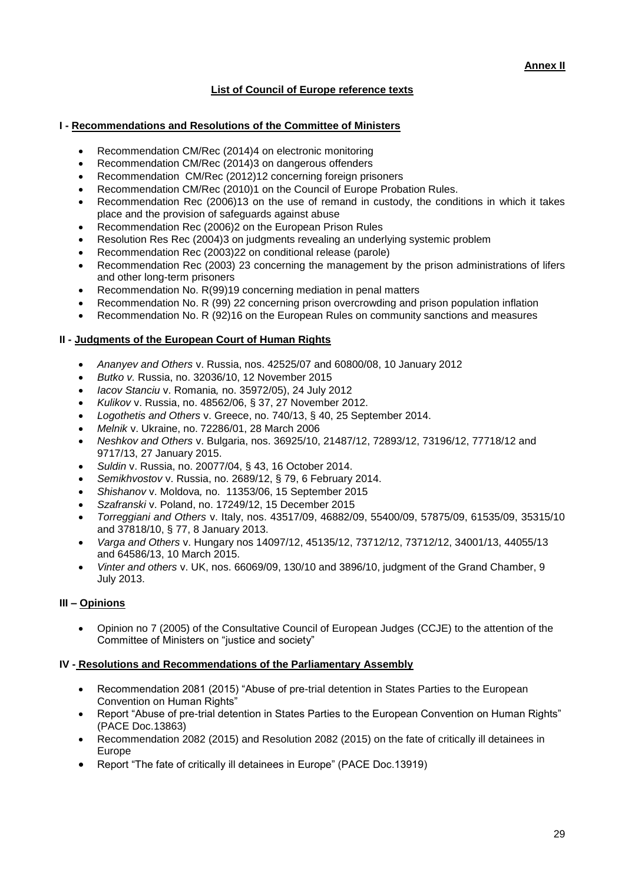**Annex II**

## List of Council of Europe reference texts

### I - Recommendations and Resolutions of the Committee of Ministers

- Recommendation CM/Rec (2014)4 on electronic monitoring
- Recommendation CM/Rec (2014)3 on dangerous offenders
- Recommendation CM/Rec (2012)12 concerning foreign prisoners
- Recommendation CM/Rec (2010)1 on the Council of Europe Probation Rules.
- Recommendation Rec (2006)13 on the use of remand in custody, the conditions in which it takes place and the provision of safeguards against abuse
- Recommendation Rec (2006)2 on the European Prison Rules
- Resolution Res Rec (2004)3 on judgments revealing an underlying systemic problem
- Recommendation Rec (2003)22 on conditional release (parole)
- Recommendation Rec (2003) 23 concerning the management by the prison administrations of lifers and other long-term prisoners
- Recommendation No. R(99)19 concerning mediation in penal matters
- Recommendation No. R (99) 22 concerning prison overcrowding and prison population inflation
- Recommendation No. R (92)16 on the European Rules on community sanctions and measures

### II - Judgments of the European Court of Human Rights

- *Ananyev and Others* v. Russia, nos. 42525/07 and 60800/08, 10 January 2012
- *Butko v.* Russia, no. 32036/10, 12 November 2015
- *Iacov Stanciu* v. Romania*,* no. 35972/05), 24 July 2012
- *Kulikov* v. Russia, no. 48562/06, § 37, 27 November 2012.
- *Logothetis and Others* v. Greece, no. 740/13, § 40, 25 September 2014.
- *Melnik* v. Ukraine, no. 72286/01, 28 March 2006
- *Neshkov and Others* v. Bulgaria, nos. 36925/10, 21487/12, 72893/12, 73196/12, 77718/12 and 9717/13, 27 January 2015.
- *Suldin* v. Russia, no. 20077/04, § 43, 16 October 2014.
- *Semikhvostov* v. Russia, no. 2689/12, § 79, 6 February 2014.
- *Shishanov* v. Moldova*,* no. 11353/06, 15 September 2015
- *Szafranski* v. Poland, no. 17249/12, 15 December 2015
- *Torreggiani and Others* v. Italy, nos. 43517/09, 46882/09, 55400/09, 57875/09, 61535/09, 35315/10 and 37818/10, § 77, 8 January 2013.
- *Varga and Others* v. Hungary nos 14097/12, 45135/12, 73712/12, 73712/12, 34001/13, 44055/13 and 64586/13, 10 March 2015.
- *Vinter and others* v. UK, nos. 66069/09, 130/10 and 3896/10, judgment of the Grand Chamber, 9 July 2013.

### III – Opinions

- Opinion no 7 (2005) of the Consultative Council of European Judges (CCJE) to the attention of the Committee of Ministers on "justice and society"

### IV - Resolutions and Recommendations of the Parliamentary Assembly

- Recommendation 2081 (2015) "Abuse of pre-trial detention in States Parties to the European Convention on Human Rights"
- Report "Abuse of pre-trial detention in States Parties to the European Convention on Human Rights" (PACE Doc.13863)
- Recommendation 2082 (2015) and Resolution 2082 (2015) on the fate of critically ill detainees in Europe
- Report "The fate of critically ill detainees in Europe" (PACE Doc.13919)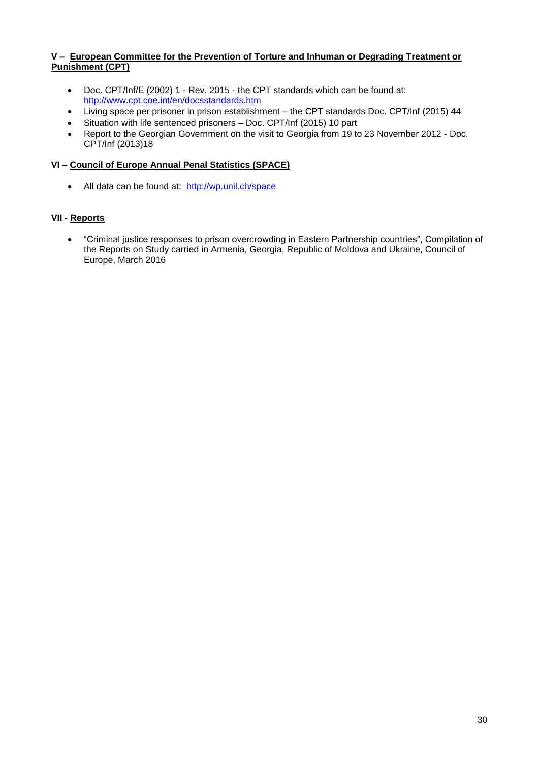### V – European Committee for the Prevention of Torture and Inhuman or Degrading Treatment or Punishment (CPT)

- Doc. CPT/Inf/E (2002) 1 - Rev. 2015 - the CPT standards which can be found at: http://www.cpt.coe.int/en/docsstandards.htm
- Living space per prisoner in prison establishment – the CPT standards Doc. CPT/Inf (2015) 44
- Situation with life sentenced prisoners – Doc. CPT/Inf (2015) 10 part
- Report to the Georgian Government on the visit to Georgia from 19 to 23 November 2012 - Doc. CPT/Inf (2013)18

### VI – Council of Europe Annual Penal Statistics (SPACE)

- All data can be found at: http://wp.unil.ch/space

### VII - Reports

- "Criminal justice responses to prison overcrowding in Eastern Partnership countries", Compilation of the Reports on Study carried in Armenia, Georgia, Republic of Moldova and Ukraine, Council of Europe, March 2016